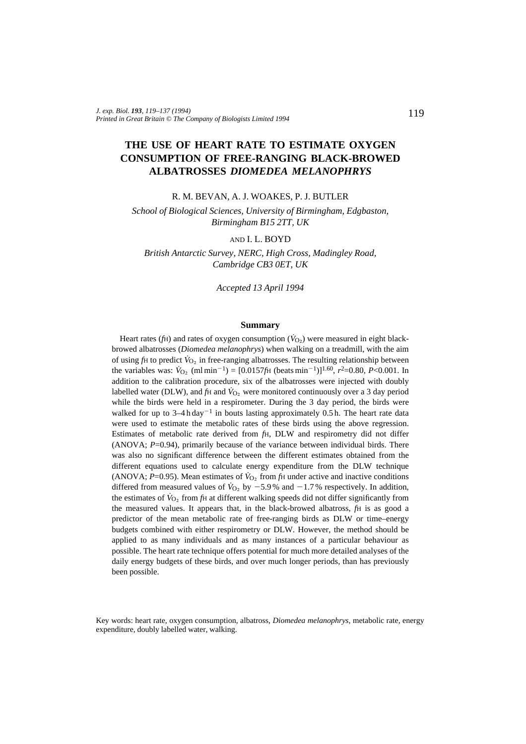# THE USE OF HEART RATE TO ESTIMATE OXYGEN CONSUMPTION OF FREE-RANGING BLACK-BROWED ALBATROSSES *DIOMEDEA MELANOPHRYS*

R. M. BEVAN, A. J. WOAKES, P. J. BUTLER

*School of Biological Sciences, University of Birmingham, Edgbaston, Birmingham B15 2TT, UK*

AND I. L. BOYD

*British Antarctic Survey, NERC, High Cross, Madingley Road, Cambridge CB3 0ET, UK*

*Accepted 13 April 1994*

## Summary

Heart rates ($f_H$) and rates of oxygen consumption ($\dot{V}_{O_2}$) were measured in eight black-browed albatrosses (*Diomedea melanophrys*) when walking on a treadmill, with the aim of using $f_H$ to predict $\dot{V}_{O_2}$ in free-ranging albatrosses. The resulting relationship between the variables was: $\dot{V}_{O_2}$ (ml min$^{-1}$) = $[0.0157 f_H \text{ (beats min}^{-1})]^{1.60}$, $r^2$=0.80, $P$<0.001. In addition to the calibration procedure, six of the albatrosses were injected with doubly labelled water (DLW), and $f_H$ and $\dot{V}_{O_2}$ were monitored continuously over a 3 day period while the birds were held in a respirometer. During the 3 day period, the birds were walked for up to 3–4 h day$^{-1}$ in bouts lasting approximately 0.5 h. The heart rate data were used to estimate the metabolic rates of these birds using the above regression. Estimates of metabolic rate derived from $f_H$, DLW and respirometry did not differ (ANOVA; $P$=0.94), primarily because of the variance between individual birds. There was also no significant difference between the different estimates obtained from the different equations used to calculate energy expenditure from the DLW technique (ANOVA; $P$=0.95). Mean estimates of $\dot{V}_{O_2}$ from $f_H$ under active and inactive conditions differed from measured values of $\dot{V}_{O_2}$ by −5.9 % and −1.7 % respectively. In addition, the estimates of $\dot{V}_{O_2}$ from $f_H$ at different walking speeds did not differ significantly from the measured values. It appears that, in the black-browed albatross, $f_H$ is as good a predictor of the mean metabolic rate of free-ranging birds as DLW or time–energy budgets combined with either respirometry or DLW. However, the method should be applied to as many individuals and as many instances of a particular behaviour as possible. The heart rate technique offers potential for much more detailed analyses of the daily energy budgets of these birds, and over much longer periods, than has previously been possible.

Key words: heart rate, oxygen consumption, albatross, *Diomedea melanophrys*, metabolic rate, energy expenditure, doubly labelled water, walking.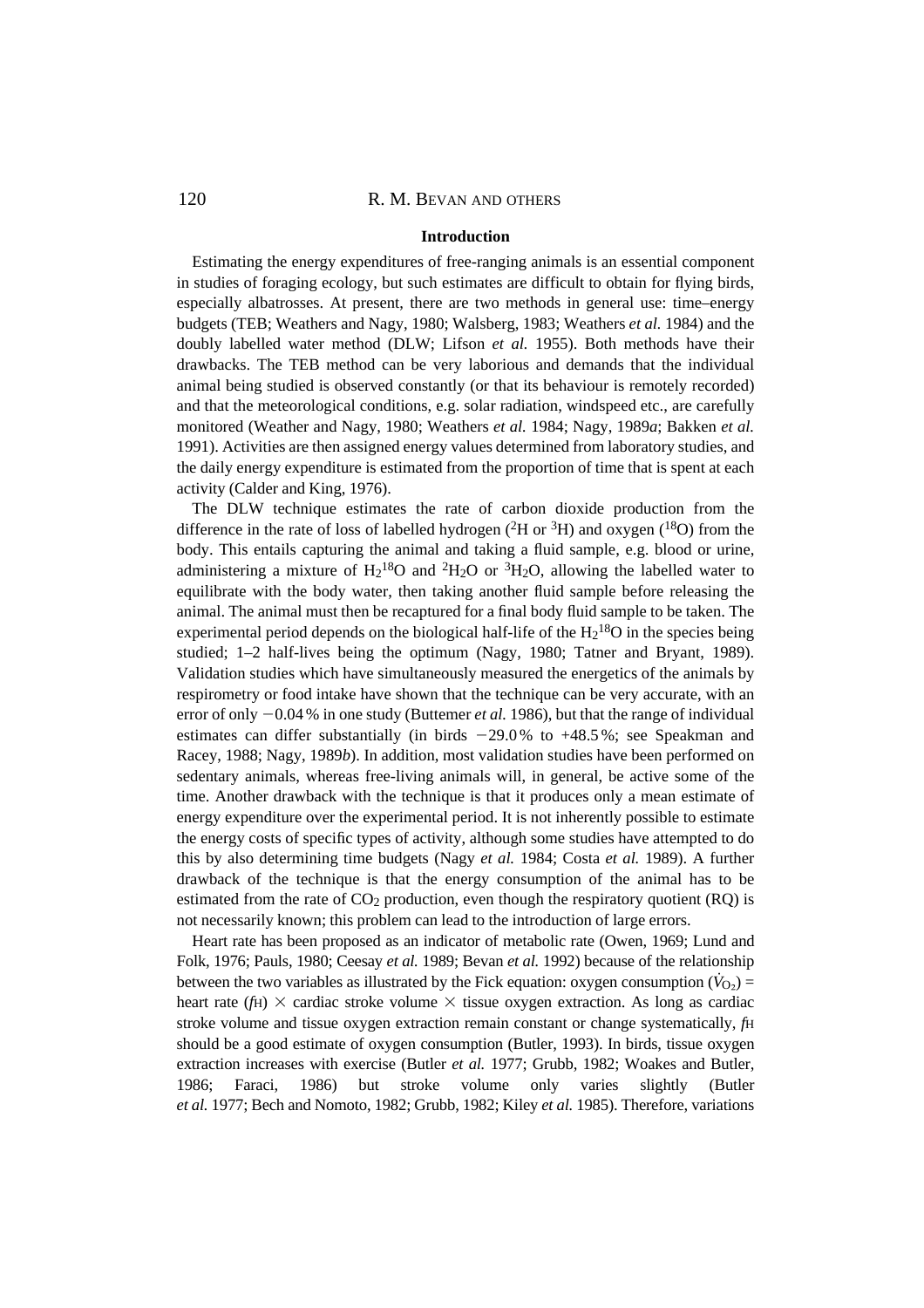## Introduction

Estimating the energy expenditures of free-ranging animals is an essential component in studies of foraging ecology, but such estimates are difficult to obtain for flying birds, especially albatrosses. At present, there are two methods in general use: time–energy budgets (TEB; Weathers and Nagy, 1980; Walsberg, 1983; Weathers *et al.* 1984) and the doubly labelled water method (DLW; Lifson *et al.* 1955). Both methods have their drawbacks. The TEB method can be very laborious and demands that the individual animal being studied is observed constantly (or that its behaviour is remotely recorded) and that the meteorological conditions, e.g. solar radiation, windspeed etc., are carefully monitored (Weather and Nagy, 1980; Weathers *et al.* 1984; Nagy, 1989*a*; Bakken *et al.* 1991). Activities are then assigned energy values determined from laboratory studies, and the daily energy expenditure is estimated from the proportion of time that is spent at each activity (Calder and King, 1976).

The DLW technique estimates the rate of carbon dioxide production from the difference in the rate of loss of labelled hydrogen ($^2H$ or $^3H$) and oxygen ($^{18}O$) from the body. This entails capturing the animal and taking a fluid sample, e.g. blood or urine, administering a mixture of $H_2{}^{18}O$ and $^2H_2O$ or $^3H_2O$, allowing the labelled water to equilibrate with the body water, then taking another fluid sample before releasing the animal. The animal must then be recaptured for a final body fluid sample to be taken. The experimental period depends on the biological half-life of the $H_2{}^{18}O$ in the species being studied; 1–2 half-lives being the optimum (Nagy, 1980; Tatner and Bryant, 1989). Validation studies which have simultaneously measured the energetics of the animals by respirometry or food intake have shown that the technique can be very accurate, with an error of only −0.04 % in one study (Buttemer *et al.* 1986), but that the range of individual estimates can differ substantially (in birds −29.0 % to +48.5 %; see Speakman and Racey, 1988; Nagy, 1989*b*). In addition, most validation studies have been performed on sedentary animals, whereas free-living animals will, in general, be active some of the time. Another drawback with the technique is that it produces only a mean estimate of energy expenditure over the experimental period. It is not inherently possible to estimate the energy costs of specific types of activity, although some studies have attempted to do this by also determining time budgets (Nagy *et al.* 1984; Costa *et al.* 1989). A further drawback of the technique is that the energy consumption of the animal has to be estimated from the rate of $CO_2$ production, even though the respiratory quotient (RQ) is not necessarily known; this problem can lead to the introduction of large errors.

Heart rate has been proposed as an indicator of metabolic rate (Owen, 1969; Lund and Folk, 1976; Pauls, 1980; Ceesay *et al.* 1989; Bevan *et al.* 1992) because of the relationship between the two variables as illustrated by the Fick equation: oxygen consumption ($\dot{V}_{O_2}$) = heart rate ($f_H$) × cardiac stroke volume × tissue oxygen extraction. As long as cardiac stroke volume and tissue oxygen extraction remain constant or change systematically, $f_H$ should be a good estimate of oxygen consumption (Butler, 1993). In birds, tissue oxygen extraction increases with exercise (Butler *et al.* 1977; Grubb, 1982; Woakes and Butler, 1986; Faraci, 1986) but stroke volume only varies slightly (Butler *et al.* 1977; Bech and Nomoto, 1982; Grubb, 1982; Kiley *et al.* 1985). Therefore, variations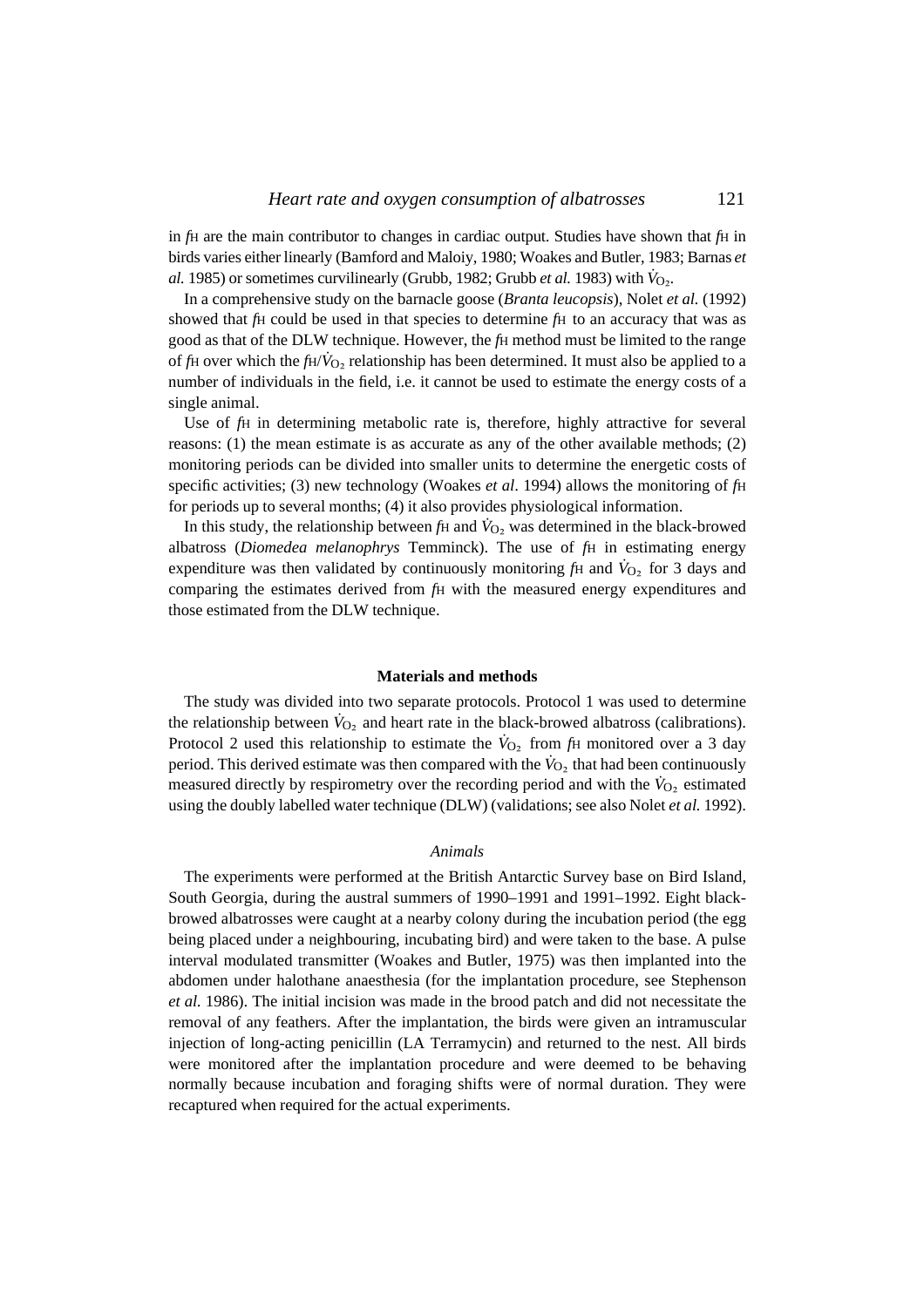in $f_H$ are the main contributor to changes in cardiac output. Studies have shown that $f_H$ in birds varies either linearly (Bamford and Maloiy, 1980; Woakes and Butler, 1983; Barnas *et al.* 1985) or sometimes curvilinearly (Grubb, 1982; Grubb *et al.* 1983) with $\dot{V}_{O_2}$.

In a comprehensive study on the barnacle goose (*Branta leucopsis*), Nolet *et al.* (1992) showed that $f_H$ could be used in that species to determine $f_H$ to an accuracy that was as good as that of the DLW technique. However, the $f_H$ method must be limited to the range of $f_H$ over which the $f_H/\dot{V}_{O_2}$ relationship has been determined. It must also be applied to a number of individuals in the field, i.e. it cannot be used to estimate the energy costs of a single animal.

Use of $f_H$ in determining metabolic rate is, therefore, highly attractive for several reasons: (1) the mean estimate is as accurate as any of the other available methods; (2) monitoring periods can be divided into smaller units to determine the energetic costs of specific activities; (3) new technology (Woakes *et al*. 1994) allows the monitoring of $f_H$ for periods up to several months; (4) it also provides physiological information.

In this study, the relationship between $f_H$ and $\dot{V}_{O_2}$ was determined in the black-browed albatross (*Diomedea melanophrys* Temminck). The use of $f_H$ in estimating energy expenditure was then validated by continuously monitoring $f_H$ and $\dot{V}_{O_2}$ for 3 days and comparing the estimates derived from $f_H$ with the measured energy expenditures and those estimated from the DLW technique.

## Materials and methods

The study was divided into two separate protocols. Protocol 1 was used to determine the relationship between $\dot{V}_{O_2}$ and heart rate in the black-browed albatross (calibrations). Protocol 2 used this relationship to estimate the $\dot{V}_{O_2}$ from $f_H$ monitored over a 3 day period. This derived estimate was then compared with the $\dot{V}_{O_2}$ that had been continuously measured directly by respirometry over the recording period and with the $\dot{V}_{O_2}$ estimated using the doubly labelled water technique (DLW) (validations; see also Nolet *et al.* 1992).

### *Animals*

The experiments were performed at the British Antarctic Survey base on Bird Island, South Georgia, during the austral summers of 1990–1991 and 1991–1992. Eight black-browed albatrosses were caught at a nearby colony during the incubation period (the egg being placed under a neighbouring, incubating bird) and were taken to the base. A pulse interval modulated transmitter (Woakes and Butler, 1975) was then implanted into the abdomen under halothane anaesthesia (for the implantation procedure, see Stephenson *et al.* 1986). The initial incision was made in the brood patch and did not necessitate the removal of any feathers. After the implantation, the birds were given an intramuscular injection of long-acting penicillin (LA Terramycin) and returned to the nest. All birds were monitored after the implantation procedure and were deemed to be behaving normally because incubation and foraging shifts were of normal duration. They were recaptured when required for the actual experiments.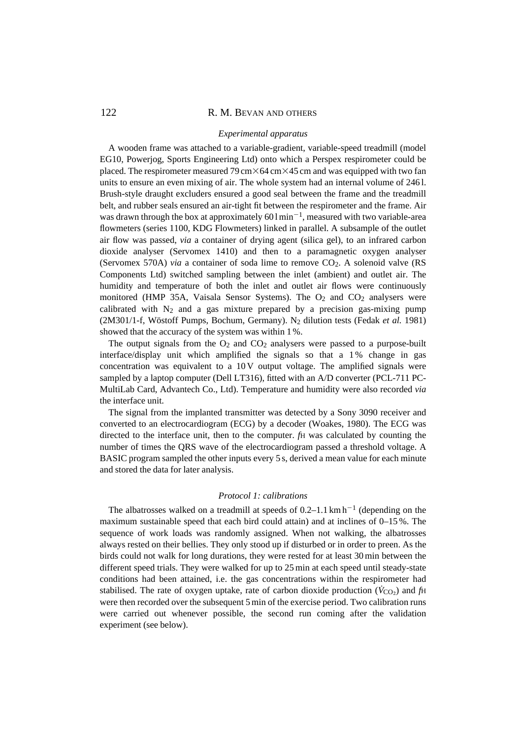### *Experimental apparatus*

A wooden frame was attached to a variable-gradient, variable-speed treadmill (model EG10, Powerjog, Sports Engineering Ltd) onto which a Perspex respirometer could be placed. The respirometer measured 79 cm×64 cm×45 cm and was equipped with two fan units to ensure an even mixing of air. The whole system had an internal volume of 246 l. Brush-style draught excluders ensured a good seal between the frame and the treadmill belt, and rubber seals ensured an air-tight fit between the respirometer and the frame. Air was drawn through the box at approximately 60 l min$^{-1}$, measured with two variable-area flowmeters (series 1100, KDG Flowmeters) linked in parallel. A subsample of the outlet air flow was passed, *via* a container of drying agent (silica gel), to an infrared carbon dioxide analyser (Servomex 1410) and then to a paramagnetic oxygen analyser (Servomex 570A) *via* a container of soda lime to remove $CO_2$. A solenoid valve (RS Components Ltd) switched sampling between the inlet (ambient) and outlet air. The humidity and temperature of both the inlet and outlet air flows were continuously monitored (HMP 35A, Vaisala Sensor Systems). The $O_2$ and $CO_2$ analysers were calibrated with $N_2$ and a gas mixture prepared by a precision gas-mixing pump (2M301/1-f, Wöstoff Pumps, Bochum, Germany). $N_2$ dilution tests (Fedak *et al.* 1981) showed that the accuracy of the system was within 1 %.

The output signals from the $O_2$ and $CO_2$ analysers were passed to a purpose-built interface/display unit which amplified the signals so that a 1 % change in gas concentration was equivalent to a 10 V output voltage. The amplified signals were sampled by a laptop computer (Dell LT316), fitted with an A/D converter (PCL-711 PC-MultiLab Card, Advantech Co., Ltd). Temperature and humidity were also recorded *via* the interface unit.

The signal from the implanted transmitter was detected by a Sony 3090 receiver and converted to an electrocardiogram (ECG) by a decoder (Woakes, 1980). The ECG was directed to the interface unit, then to the computer. $f_H$ was calculated by counting the number of times the QRS wave of the electrocardiogram passed a threshold voltage. A BASIC program sampled the other inputs every 5 s, derived a mean value for each minute and stored the data for later analysis.

### *Protocol 1: calibrations*

The albatrosses walked on a treadmill at speeds of 0.2–1.1 km h$^{-1}$ (depending on the maximum sustainable speed that each bird could attain) and at inclines of 0–15 %. The sequence of work loads was randomly assigned. When not walking, the albatrosses always rested on their bellies. They only stood up if disturbed or in order to preen. As the birds could not walk for long durations, they were rested for at least 30 min between the different speed trials. They were walked for up to 25 min at each speed until steady-state conditions had been attained, i.e. the gas concentrations within the respirometer had stabilised. The rate of oxygen uptake, rate of carbon dioxide production ($\dot{V}_{CO_2}$) and $f_H$ were then recorded over the subsequent 5 min of the exercise period. Two calibration runs were carried out whenever possible, the second run coming after the validation experiment (see below).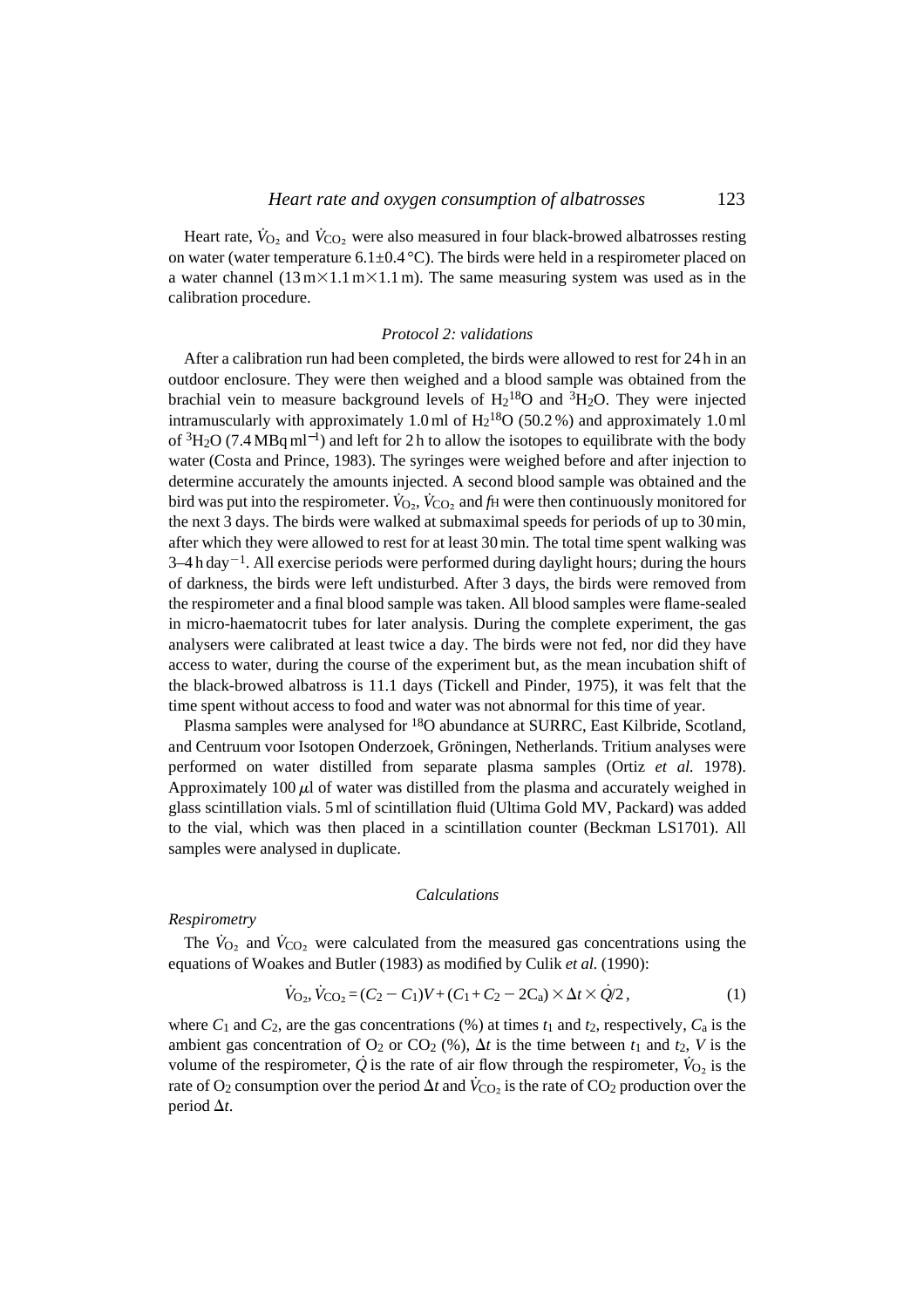Heart rate, $\dot{V}_{O_2}$ and $\dot{V}_{CO_2}$ were also measured in four black-browed albatrosses resting on water (water temperature 6.1±0.4 °C). The birds were held in a respirometer placed on a water channel (13 m×1.1 m×1.1 m). The same measuring system was used as in the calibration procedure.

### *Protocol 2: validations*

After a calibration run had been completed, the birds were allowed to rest for 24 h in an outdoor enclosure. They were then weighed and a blood sample was obtained from the brachial vein to measure background levels of $H_2{}^{18}O$ and $^3H_2O$. They were injected intramuscularly with approximately 1.0 ml of $H_2{}^{18}O$ (50.2 %) and approximately 1.0 ml of $^3H_2O$ (7.4 MBq ml$^{-1}$) and left for 2 h to allow the isotopes to equilibrate with the body water (Costa and Prince, 1983). The syringes were weighed before and after injection to determine accurately the amounts injected. A second blood sample was obtained and the bird was put into the respirometer. $\dot{V}_{O_2}$, $\dot{V}_{CO_2}$ and $f_H$ were then continuously monitored for the next 3 days. The birds were walked at submaximal speeds for periods of up to 30 min, after which they were allowed to rest for at least 30 min. The total time spent walking was 3–4 h day$^{-1}$. All exercise periods were performed during daylight hours; during the hours of darkness, the birds were left undisturbed. After 3 days, the birds were removed from the respirometer and a final blood sample was taken. All blood samples were flame-sealed in micro-haematocrit tubes for later analysis. During the complete experiment, the gas analysers were calibrated at least twice a day. The birds were not fed, nor did they have access to water, during the course of the experiment but, as the mean incubation shift of the black-browed albatross is 11.1 days (Tickell and Pinder, 1975), it was felt that the time spent without access to food and water was not abnormal for this time of year.

Plasma samples were analysed for $^{18}O$ abundance at SURRC, East Kilbride, Scotland, and Centruum voor Isotopen Onderzoek, Gröningen, Netherlands. Tritium analyses were performed on water distilled from separate plasma samples (Ortiz *et al.* 1978). Approximately 100 $\mu$l of water was distilled from the plasma and accurately weighed in glass scintillation vials. 5 ml of scintillation fluid (Ultima Gold MV, Packard) was added to the vial, which was then placed in a scintillation counter (Beckman LS1701). All samples were analysed in duplicate.

### *Calculations*

*Respirometry*

The $\dot{V}_{O_2}$ and $\dot{V}_{CO_2}$ were calculated from the measured gas concentrations using the equations of Woakes and Butler (1983) as modified by Culik *et al.* (1990):

$$\dot{V}_{O_2}, \dot{V}_{CO_2} = (C_2 - C_1)V + (C_1 + C_2 - 2C_a) \times \Delta t \times \dot{Q}/2\,, \tag{1}$$

where $C_1$ and $C_2$, are the gas concentrations (%) at times $t_1$ and $t_2$, respectively, $C_a$ is the ambient gas concentration of $O_2$ or $CO_2$ (%), $\Delta t$ is the time between $t_1$ and $t_2$, $V$ is the volume of the respirometer, $\dot{Q}$ is the rate of air flow through the respirometer, $\dot{V}_{O_2}$ is the rate of $O_2$ consumption over the period $\Delta t$ and $\dot{V}_{CO_2}$ is the rate of $CO_2$ production over the period $\Delta t$.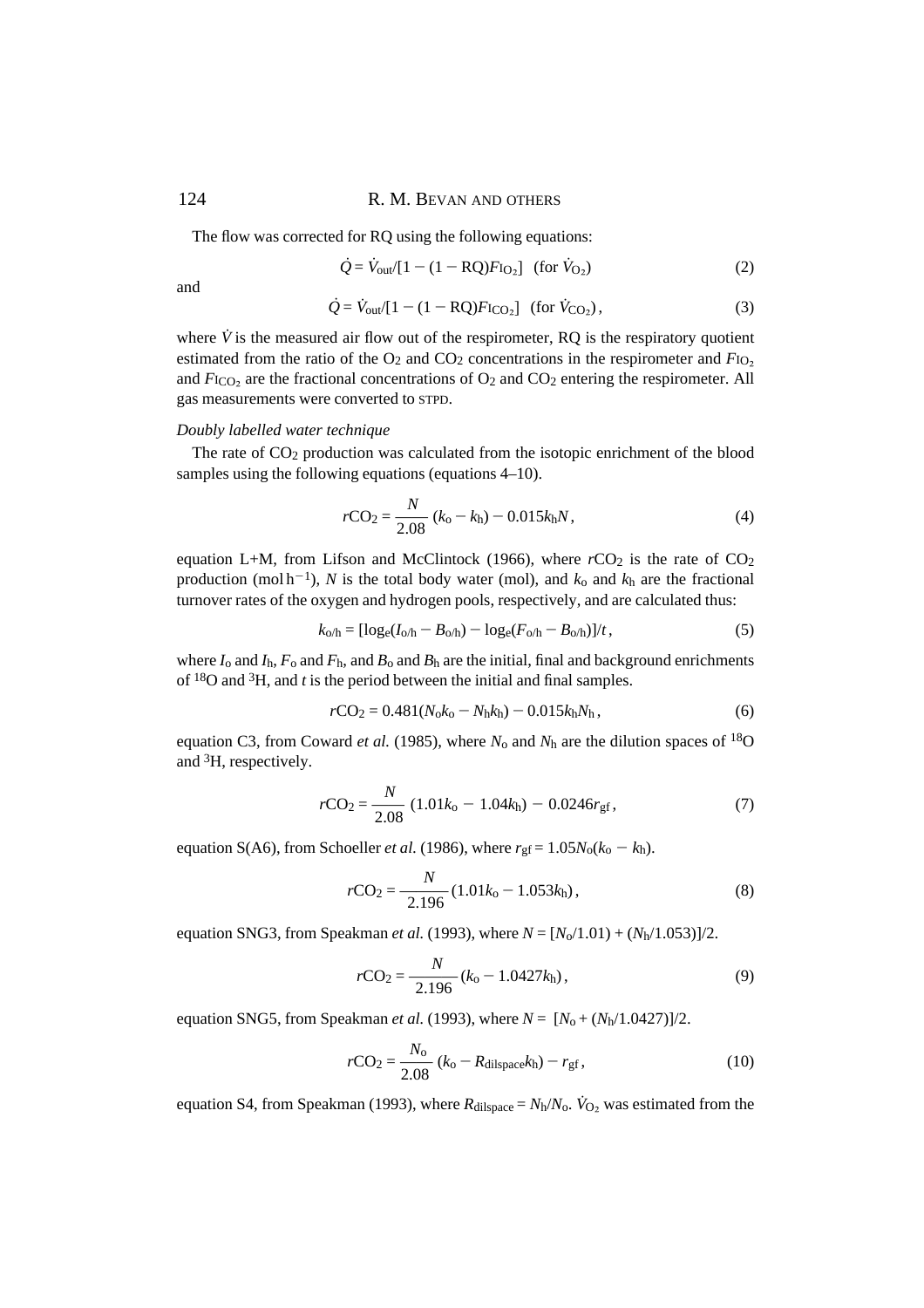The flow was corrected for RQ using the following equations:

$$\dot{Q} = \dot{V}_{out}/[1 - (1 - \mathrm{RQ})F_{\mathrm{I}O_2}] \quad (\text{for } \dot{V}_{O_2}) \tag{2}$$

and

$$\dot{Q} = \dot{V}_{out}/[1 - (1 - \mathrm{RQ})F_{\mathrm{I}CO_2}] \quad (\text{for } \dot{V}_{CO_2}), \tag{3}$$

where $\dot{V}$ is the measured air flow out of the respirometer, RQ is the respiratory quotient estimated from the ratio of the $O_2$ and $CO_2$ concentrations in the respirometer and $F_{\mathrm{I}O_2}$ and $F_{\mathrm{I}CO_2}$ are the fractional concentrations of $O_2$ and $CO_2$ entering the respirometer. All gas measurements were converted to STPD.

*Doubly labelled water technique*

The rate of $CO_2$ production was calculated from the isotopic enrichment of the blood samples using the following equations (equations 4–10).

$$r\mathrm{CO_2} = \frac{N}{2.08}(k_o - k_h) - 0.015k_hN, \tag{4}$$

equation L+M, from Lifson and McClintock (1966), where $r\mathrm{CO_2}$ is the rate of $CO_2$ production ($\mathrm{mol\,h^{-1}}$), $N$ is the total body water (mol), and $k_o$ and $k_h$ are the fractional turnover rates of the oxygen and hydrogen pools, respectively, and are calculated thus:

$$k_{o/h} = [\log_e(I_{o/h} - B_{o/h}) - \log_e(F_{o/h} - B_{o/h})]/t, \tag{5}$$

where $I_o$ and $I_h$, $F_o$ and $F_h$, and $B_o$ and $B_h$ are the initial, final and background enrichments of $^{18}O$ and $^{3}H$, and $t$ is the period between the initial and final samples.

$$r\mathrm{CO_2} = 0.481(N_ok_o - N_hk_h) - 0.015k_hN_h, \tag{6}$$

equation C3, from Coward *et al.* (1985), where $N_o$ and $N_h$ are the dilution spaces of $^{18}O$ and $^{3}H$, respectively.

$$r\mathrm{CO_2} = \frac{N}{2.08}(1.01k_o - 1.04k_h) - 0.0246r_{gf}, \tag{7}$$

equation S(A6), from Schoeller *et al.* (1986), where $r_{gf} = 1.05N_o(k_o - k_h)$.

$$r\mathrm{CO_2} = \frac{N}{2.196}(1.01k_o - 1.053k_h), \tag{8}$$

equation SNG3, from Speakman *et al.* (1993), where $N = [N_o/1.01) + (N_h/1.053)]/2$.

$$r\mathrm{CO_2} = \frac{N}{2.196}(k_o - 1.0427k_h), \tag{9}$$

equation SNG5, from Speakman *et al.* (1993), where $N = [N_o + (N_h/1.0427)]/2$.

$$r\mathrm{CO_2} = \frac{N_o}{2.08}(k_o - R_{\mathrm{dilspace}}k_h) - r_{gf}, \tag{10}$$

equation S4, from Speakman (1993), where $R_{\mathrm{dilspace}} = N_h/N_o$. $\dot{V}_{O_2}$ was estimated from the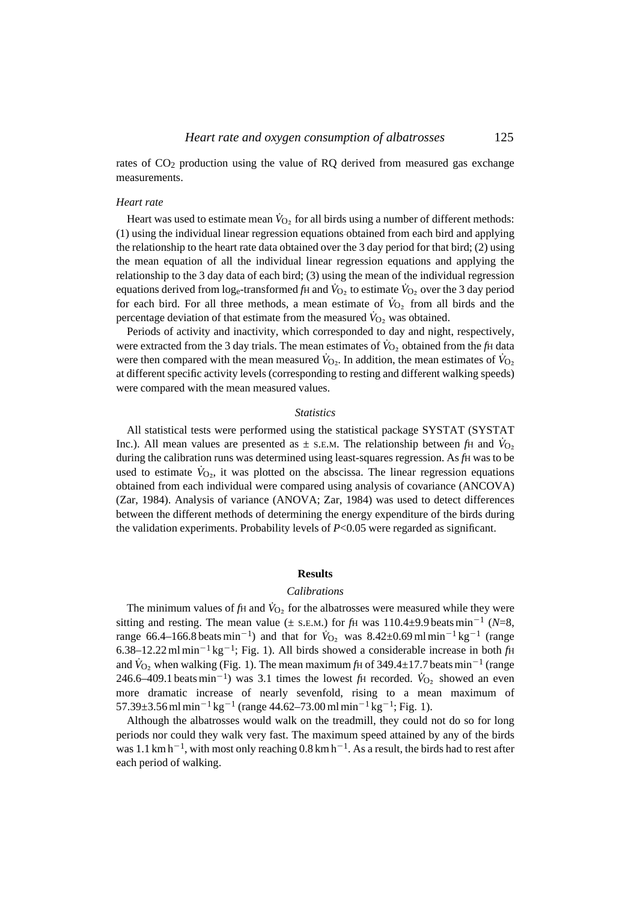rates of $CO_2$ production using the value of RQ derived from measured gas exchange measurements.

### *Heart rate*

Heart was used to estimate mean $\dot{V}_{O_2}$ for all birds using a number of different methods: (1) using the individual linear regression equations obtained from each bird and applying the relationship to the heart rate data obtained over the 3 day period for that bird; (2) using the mean equation of all the individual linear regression equations and applying the relationship to the 3 day data of each bird; (3) using the mean of the individual regression equations derived from $\log_e$-transformed $f_H$ and $\dot{V}_{O_2}$ to estimate $\dot{V}_{O_2}$ over the 3 day period for each bird. For all three methods, a mean estimate of $\dot{V}_{O_2}$ from all birds and the percentage deviation of that estimate from the measured $\dot{V}_{O_2}$ was obtained.

Periods of activity and inactivity, which corresponded to day and night, respectively, were extracted from the 3 day trials. The mean estimates of $\dot{V}_{O_2}$ obtained from the $f_H$ data were then compared with the mean measured $\dot{V}_{O_2}$. In addition, the mean estimates of $\dot{V}_{O_2}$ at different specific activity levels (corresponding to resting and different walking speeds) were compared with the mean measured values.

### *Statistics*

All statistical tests were performed using the statistical package SYSTAT (SYSTAT Inc.). All mean values are presented as ± S.E.M. The relationship between $f_H$ and $\dot{V}_{O_2}$ during the calibration runs was determined using least-squares regression. As $f_H$ was to be used to estimate $\dot{V}_{O_2}$, it was plotted on the abscissa. The linear regression equations obtained from each individual were compared using analysis of covariance (ANCOVA) (Zar, 1984). Analysis of variance (ANOVA; Zar, 1984) was used to detect differences between the different methods of determining the energy expenditure of the birds during the validation experiments. Probability levels of $P<0.05$ were regarded as significant.

## Results

### *Calibrations*

The minimum values of $f_H$ and $\dot{V}_{O_2}$ for the albatrosses were measured while they were sitting and resting. The mean value (± S.E.M.) for $f_H$ was $110.4 \pm 9.9$ beats min$^{-1}$ ($N$=8, range 66.4–166.8 beats min$^{-1}$) and that for $\dot{V}_{O_2}$ was $8.42 \pm 0.69$ ml min$^{-1}$ kg$^{-1}$ (range 6.38–12.22 ml min$^{-1}$ kg$^{-1}$; Fig. 1). All birds showed a considerable increase in both $f_H$ and $\dot{V}_{O_2}$ when walking (Fig. 1). The mean maximum $f_H$ of $349.4 \pm 17.7$ beats min$^{-1}$ (range 246.6–409.1 beats min$^{-1}$) was 3.1 times the lowest $f_H$ recorded. $\dot{V}_{O_2}$ showed an even more dramatic increase of nearly sevenfold, rising to a mean maximum of $57.39 \pm 3.56$ ml min$^{-1}$ kg$^{-1}$ (range 44.62–73.00 ml min$^{-1}$ kg$^{-1}$; Fig. 1).

Although the albatrosses would walk on the treadmill, they could not do so for long periods nor could they walk very fast. The maximum speed attained by any of the birds was 1.1 km h$^{-1}$, with most only reaching 0.8 km h$^{-1}$. As a result, the birds had to rest after each period of walking.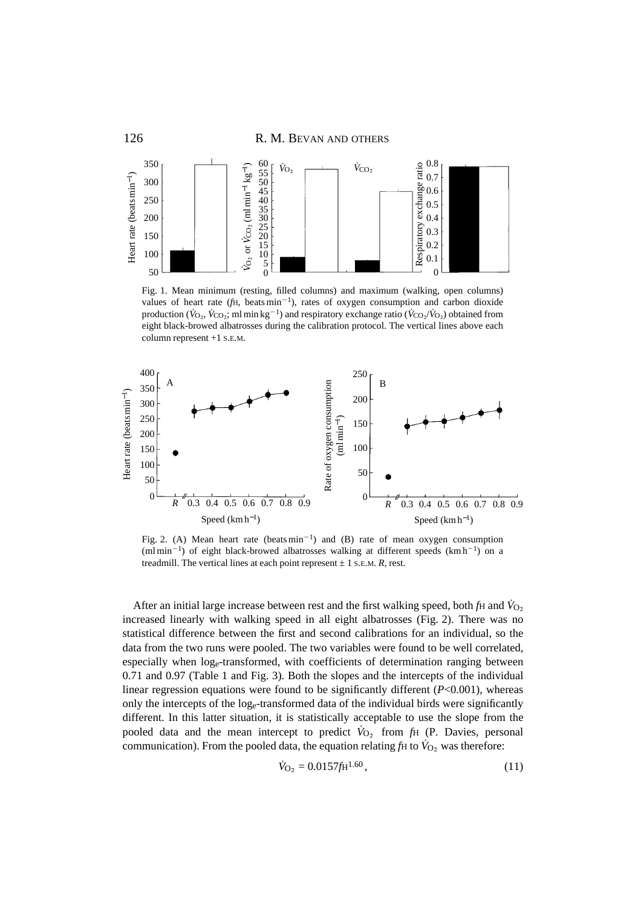Fig. 1. Mean minimum (resting, filled columns) and maximum (walking, open columns) values of heart rate ($f_H$, beats min$^{-1}$), rates of oxygen consumption and carbon dioxide production ($\dot{V}_{O_2}$, $\dot{V}_{CO_2}$; ml min kg$^{-1}$) and respiratory exchange ratio ($\dot{V}_{CO_2}/\dot{V}_{O_2}$) obtained from eight black-browed albatrosses during the calibration protocol. The vertical lines above each column represent +1 S.E.M.

Fig. 2. (A) Mean heart rate (beats min$^{-1}$) and (B) rate of mean oxygen consumption (ml min$^{-1}$) of eight black-browed albatrosses walking at different speeds (km h$^{-1}$) on a treadmill. The vertical lines at each point represent ± 1 S.E.M. *R*, rest.

After an initial large increase between rest and the first walking speed, both $f_H$ and $\dot{V}_{O_2}$ increased linearly with walking speed in all eight albatrosses (Fig. 2). There was no statistical difference between the first and second calibrations for an individual, so the data from the two runs were pooled. The two variables were found to be well correlated, especially when $\log_e$-transformed, with coefficients of determination ranging between 0.71 and 0.97 (Table 1 and Fig. 3). Both the slopes and the intercepts of the individual linear regression equations were found to be significantly different ($P<0.001$), whereas only the intercepts of the $\log_e$-transformed data of the individual birds were significantly different. In this latter situation, it is statistically acceptable to use the slope from the pooled data and the mean intercept to predict $\dot{V}_{O_2}$ from $f_H$ (P. Davies, personal communication). From the pooled data, the equation relating $f_H$ to $\dot{V}_{O_2}$ was therefore:

$$\dot{V}_{O_2} = 0.0157 f_H^{1.60}\,, \tag{11}$$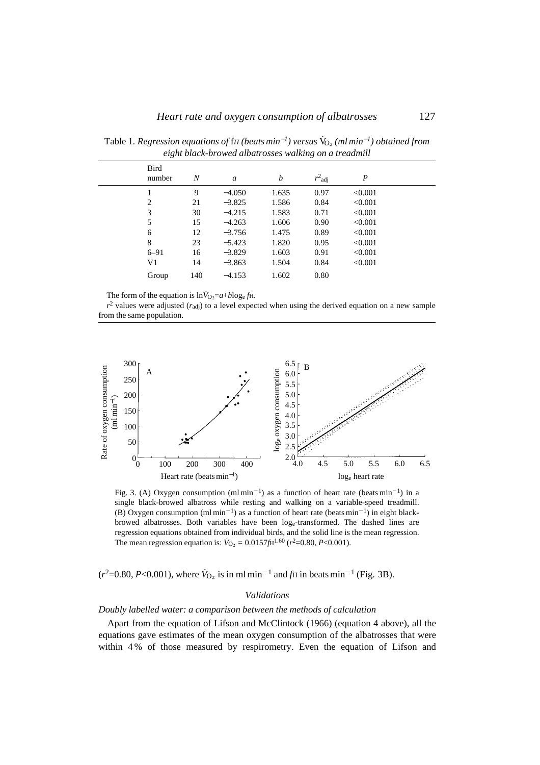Table 1. *Regression equations of* $f_H$ *(beats* $min^{-1}$*) versus* $\dot{V}_{O_2}$ *(ml* $min^{-1}$*) obtained from eight black-browed albatrosses walking on a treadmill*

| Bird number | $N$ | $a$ | $b$ | $r^2_{adj}$ | $P$ |
|---|---|---|---|---|---|
| 1 | 9 | −4.050 | 1.635 | 0.97 | <0.001 |
| 2 | 21 | −3.825 | 1.586 | 0.84 | <0.001 |
| 3 | 30 | −4.215 | 1.583 | 0.71 | <0.001 |
| 5 | 15 | −4.263 | 1.606 | 0.90 | <0.001 |
| 6 | 12 | −3.756 | 1.475 | 0.89 | <0.001 |
| 8 | 23 | −5.423 | 1.820 | 0.95 | <0.001 |
| 6–91 | 16 | −3.829 | 1.603 | 0.91 | <0.001 |
| V1 | 14 | −3.863 | 1.504 | 0.84 | <0.001 |
| Group | 140 | −4.153 | 1.602 | 0.80 | |

The form of the equation is $\ln\dot{V}_{O_2}=a+b\log_e f_H$.

$r^2$ values were adjusted ($r_{adj}$) to a level expected when using the derived equation on a new sample from the same population.

Fig. 3. (A) Oxygen consumption (ml $min^{-1}$) as a function of heart rate (beats $min^{-1}$) in a single black-browed albatross while resting and walking on a variable-speed treadmill. (B) Oxygen consumption (ml $min^{-1}$) as a function of heart rate (beats $min^{-1}$) in eight black-browed albatrosses. Both variables have been $\log_e$-transformed. The dashed lines are regression equations obtained from individual birds, and the solid line is the mean regression. The mean regression equation is: $\dot{V}_{O_2} = 0.0157 f_H^{1.60}$ ($r^2$=0.80, $P$<0.001).

($r^2$=0.80, $P$<0.001), where $\dot{V}_{O_2}$ is in ml $min^{-1}$ and $f_H$ in beats $min^{-1}$ (Fig. 3B).

### *Validations*

#### *Doubly labelled water: a comparison between the methods of calculation*

Apart from the equation of Lifson and McClintock (1966) (equation 4 above), all the equations gave estimates of the mean oxygen consumption of the albatrosses that were within 4 % of those measured by respirometry. Even the equation of Lifson and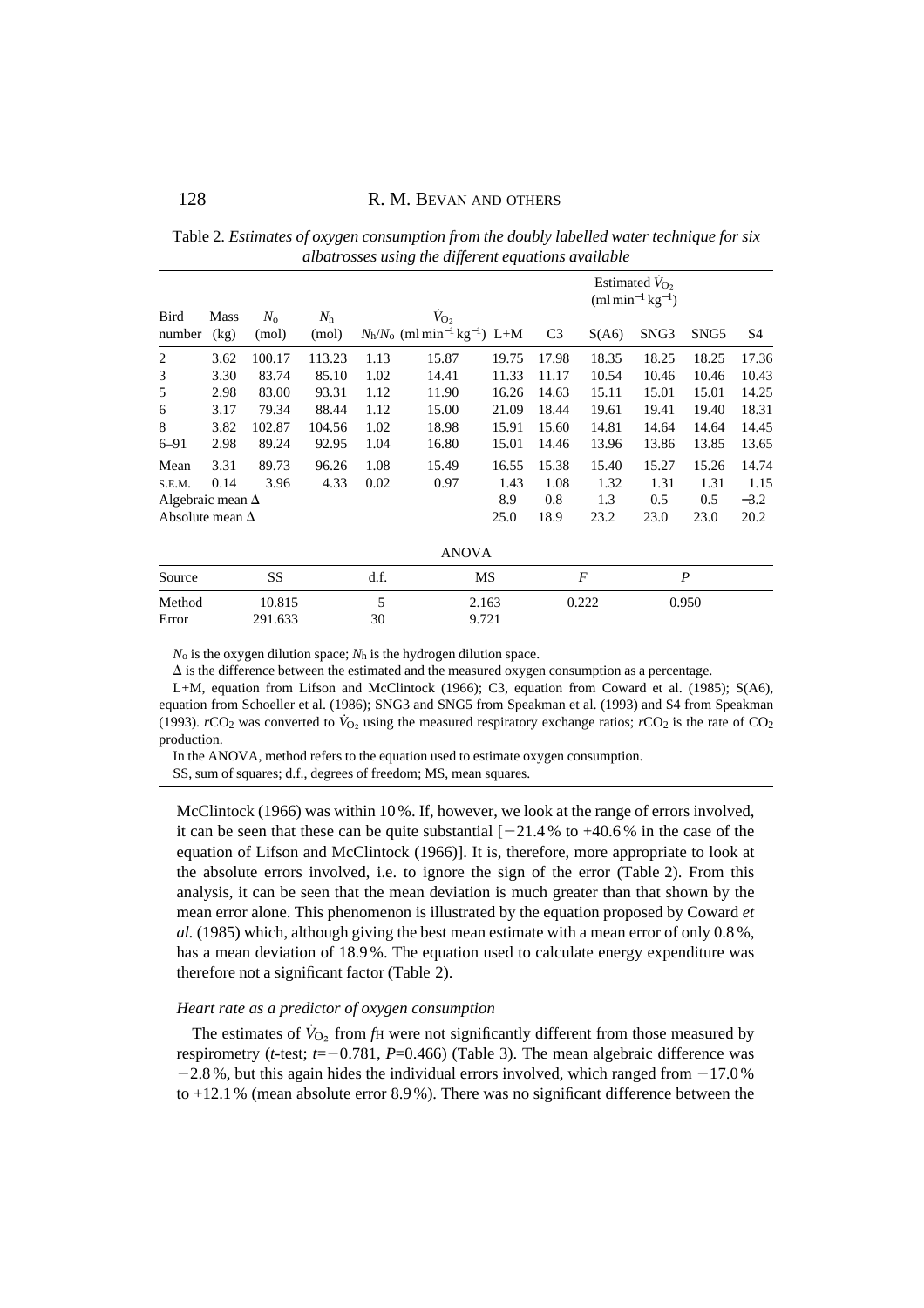Table 2. *Estimates of oxygen consumption from the doubly labelled water technique for six albatrosses using the different equations available*

| Bird number | Mass (kg) | $N_o$ (mol) | $N_h$ (mol) | $N_h/N_o$ | $\dot{V}_{O_2}$ (ml min$^{-1}$ kg$^{-1}$) | Estimated $\dot{V}_{O_2}$ (ml min$^{-1}$ kg$^{-1}$) L+M | C3 | S(A6) | SNG3 | SNG5 | S4 |
|---|---|---|---|---|---|---|---|---|---|---|---|
| 2 | 3.62 | 100.17 | 113.23 | 1.13 | 15.87 | 19.75 | 17.98 | 18.35 | 18.25 | 18.25 | 17.36 |
| 3 | 3.30 | 83.74 | 85.10 | 1.02 | 14.41 | 11.33 | 11.17 | 10.54 | 10.46 | 10.46 | 10.43 |
| 5 | 2.98 | 83.00 | 93.31 | 1.12 | 11.90 | 16.26 | 14.63 | 15.11 | 15.01 | 15.01 | 14.25 |
| 6 | 3.17 | 79.34 | 88.44 | 1.12 | 15.00 | 21.09 | 18.44 | 19.61 | 19.41 | 19.40 | 18.31 |
| 8 | 3.82 | 102.87 | 104.56 | 1.02 | 18.98 | 15.91 | 15.60 | 14.81 | 14.64 | 14.64 | 14.45 |
| 6–91 | 2.98 | 89.24 | 92.95 | 1.04 | 16.80 | 15.01 | 14.46 | 13.96 | 13.86 | 13.85 | 13.65 |
| Mean | 3.31 | 89.73 | 96.26 | 1.08 | 15.49 | 16.55 | 15.38 | 15.40 | 15.27 | 15.26 | 14.74 |
| S.E.M. | 0.14 | 3.96 | 4.33 | 0.02 | 0.97 | 1.43 | 1.08 | 1.32 | 1.31 | 1.31 | 1.15 |
| Algebraic mean Δ | | | | | | 8.9 | 0.8 | 1.3 | 0.5 | 0.5 | −3.2 |
| Absolute mean Δ | | | | | | 25.0 | 18.9 | 23.2 | 23.0 | 23.0 | 20.2 |

ANOVA

| Source | SS | d.f. | MS | *F* | *P* |
|---|---|---|---|---|---|
| Method | 10.815 | 5 | 2.163 | 0.222 | 0.950 |
| Error | 291.633 | 30 | 9.721 | | |

$N_o$ is the oxygen dilution space; $N_h$ is the hydrogen dilution space.

Δ is the difference between the estimated and the measured oxygen consumption as a percentage.

L+M, equation from Lifson and McClintock (1966); C3, equation from Coward et al. (1985); S(A6), equation from Schoeller et al. (1986); SNG3 and SNG5 from Speakman et al. (1993) and S4 from Speakman (1993). $rCO_2$ was converted to $\dot{V}_{O_2}$ using the measured respiratory exchange ratios; $rCO_2$ is the rate of $CO_2$ production.

In the ANOVA, method refers to the equation used to estimate oxygen consumption.

SS, sum of squares; d.f., degrees of freedom; MS, mean squares.

McClintock (1966) was within 10 %. If, however, we look at the range of errors involved, it can be seen that these can be quite substantial [−21.4 % to +40.6 % in the case of the equation of Lifson and McClintock (1966)]. It is, therefore, more appropriate to look at the absolute errors involved, i.e. to ignore the sign of the error (Table 2). From this analysis, it can be seen that the mean deviation is much greater than that shown by the mean error alone. This phenomenon is illustrated by the equation proposed by Coward *et al.* (1985) which, although giving the best mean estimate with a mean error of only 0.8 %, has a mean deviation of 18.9 %. The equation used to calculate energy expenditure was therefore not a significant factor (Table 2).

### *Heart rate as a predictor of oxygen consumption*

The estimates of $\dot{V}_{O_2}$ from $f_H$ were not significantly different from those measured by respirometry (*t*-test; $t=-0.781$, $P=0.466$) (Table 3). The mean algebraic difference was −2.8 %, but this again hides the individual errors involved, which ranged from −17.0 % to +12.1 % (mean absolute error 8.9 %). There was no significant difference between the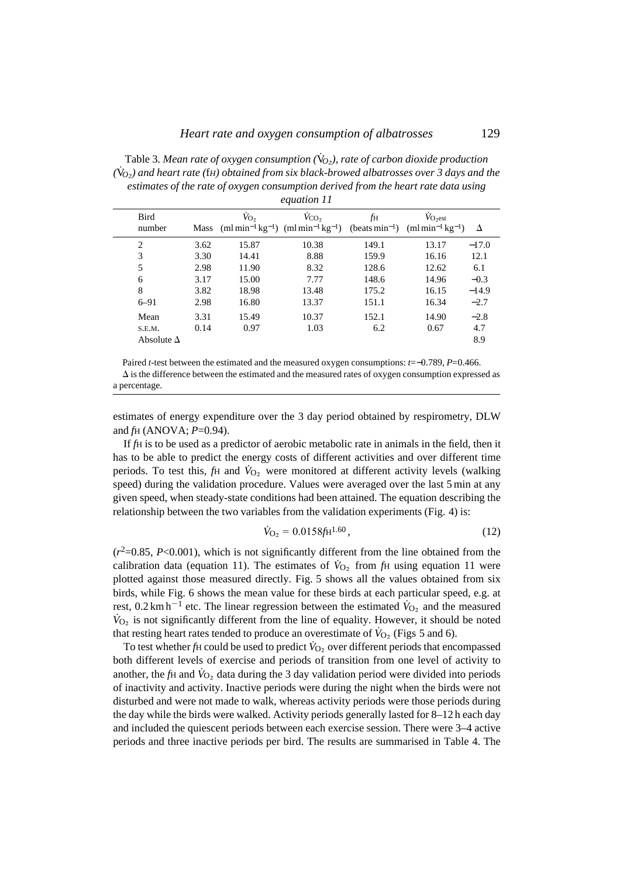Table 3. *Mean rate of oxygen consumption ($\dot{V}_{O_2}$), rate of carbon dioxide production ($\dot{V}_{CO_2}$) and heart rate (fH) obtained from six black-browed albatrosses over 3 days and the estimates of the rate of oxygen consumption derived from the heart rate data using equation 11*

| Bird number | Mass | $\dot{V}_{O_2}$ (ml min$^{-1}$ kg$^{-1}$) | $\dot{V}_{CO_2}$ (ml min$^{-1}$ kg$^{-1}$) | $f_H$ (beats min$^{-1}$) | $\dot{V}_{O_2}$est (ml min$^{-1}$ kg$^{-1}$) | Δ |
|---|---|---|---|---|---|---|
| 2 | 3.62 | 15.87 | 10.38 | 149.1 | 13.17 | −17.0 |
| 3 | 3.30 | 14.41 | 8.88 | 159.9 | 16.16 | 12.1 |
| 5 | 2.98 | 11.90 | 8.32 | 128.6 | 12.62 | 6.1 |
| 6 | 3.17 | 15.00 | 7.77 | 148.6 | 14.96 | −0.3 |
| 8 | 3.82 | 18.98 | 13.48 | 175.2 | 16.15 | −14.9 |
| 6–91 | 2.98 | 16.80 | 13.37 | 151.1 | 16.34 | −2.7 |
| Mean | 3.31 | 15.49 | 10.37 | 152.1 | 14.90 | −2.8 |
| S.E.M. | 0.14 | 0.97 | 1.03 | 6.2 | 0.67 | 4.7 |
| Absolute Δ | | | | | | 8.9 |

Paired *t*-test between the estimated and the measured oxygen consumptions: $t=-0.789$, $P=0.466$.

Δ is the difference between the estimated and the measured rates of oxygen consumption expressed as a percentage.

estimates of energy expenditure over the 3 day period obtained by respirometry, DLW and $f_H$ (ANOVA; $P=0.94$).

If $f_H$ is to be used as a predictor of aerobic metabolic rate in animals in the field, then it has to be able to predict the energy costs of different activities and over different time periods. To test this, $f_H$ and $\dot{V}_{O_2}$ were monitored at different activity levels (walking speed) during the validation procedure. Values were averaged over the last 5 min at any given speed, when steady-state conditions had been attained. The equation describing the relationship between the two variables from the validation experiments (Fig. 4) is:

$$\dot{V}_{O_2} = 0.0158 f_H^{1.60}\,, \tag{12}$$

($r^2=0.85$, $P<0.001$), which is not significantly different from the line obtained from the calibration data (equation 11). The estimates of $\dot{V}_{O_2}$ from $f_H$ using equation 11 were plotted against those measured directly. Fig. 5 shows all the values obtained from six birds, while Fig. 6 shows the mean value for these birds at each particular speed, e.g. at rest, 0.2 km h$^{-1}$ etc. The linear regression between the estimated $\dot{V}_{O_2}$ and the measured $\dot{V}_{O_2}$ is not significantly different from the line of equality. However, it should be noted that resting heart rates tended to produce an overestimate of $\dot{V}_{O_2}$ (Figs 5 and 6).

To test whether $f_H$ could be used to predict $\dot{V}_{O_2}$ over different periods that encompassed both different levels of exercise and periods of transition from one level of activity to another, the $f_H$ and $\dot{V}_{O_2}$ data during the 3 day validation period were divided into periods of inactivity and activity. Inactive periods were during the night when the birds were not disturbed and were not made to walk, whereas activity periods were those periods during the day while the birds were walked. Activity periods generally lasted for 8–12 h each day and included the quiescent periods between each exercise session. There were 3–4 active periods and three inactive periods per bird. The results are summarised in Table 4. The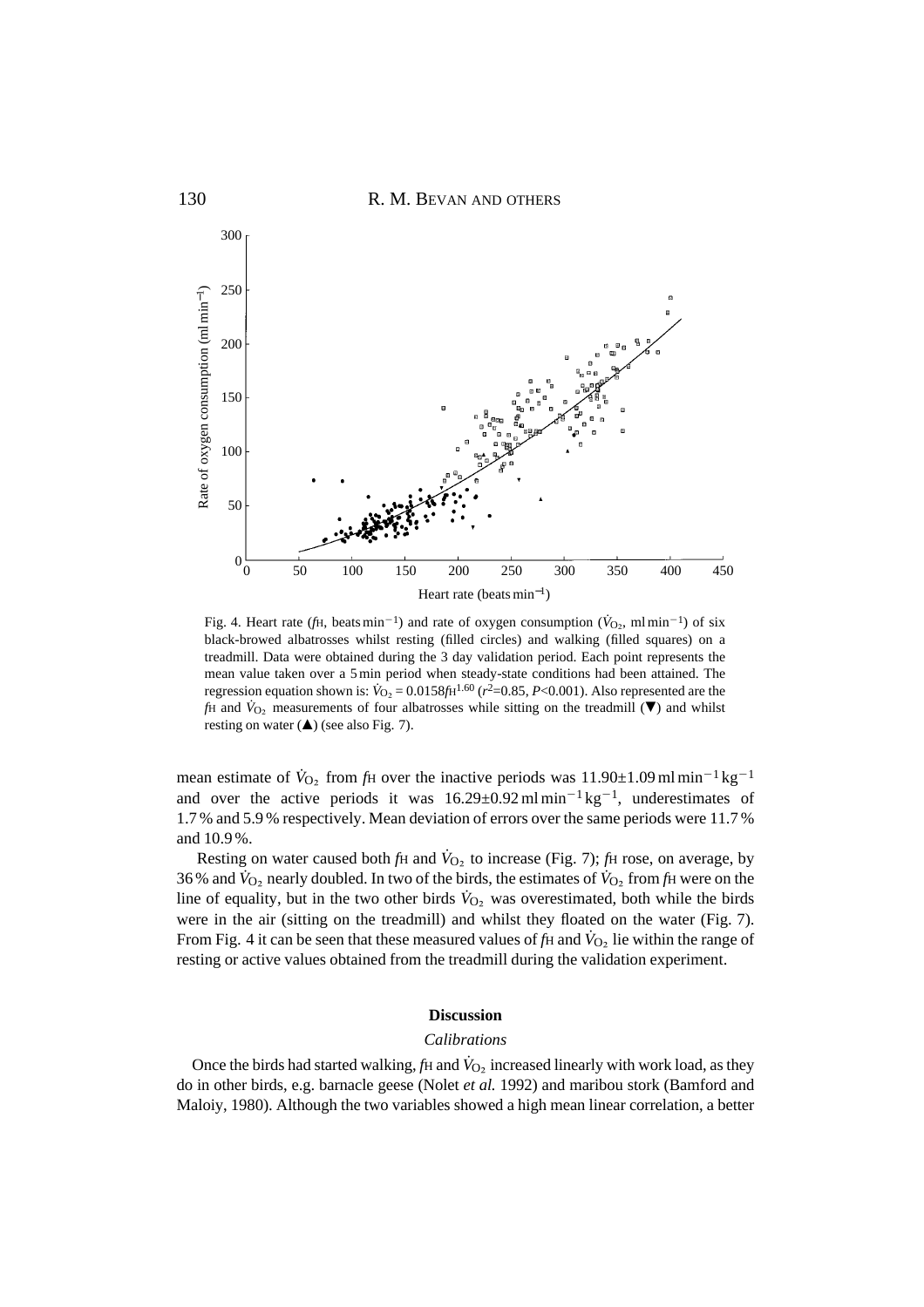Fig. 4. Heart rate ($f_H$, beats min$^{-1}$) and rate of oxygen consumption ($\dot{V}_{O_2}$, ml min$^{-1}$) of six black-browed albatrosses whilst resting (filled circles) and walking (filled squares) on a treadmill. Data were obtained during the 3 day validation period. Each point represents the mean value taken over a 5 min period when steady-state conditions had been attained. The regression equation shown is: $\dot{V}_{O_2} = 0.0158 f_H^{1.60}$ ($r^2$=0.85, $P$<0.001). Also represented are the $f_H$ and $\dot{V}_{O_2}$ measurements of four albatrosses while sitting on the treadmill (▼) and whilst resting on water (▲) (see also Fig. 7).

mean estimate of $\dot{V}_{O_2}$ from $f_H$ over the inactive periods was 11.90±1.09 ml min$^{-1}$ kg$^{-1}$ and over the active periods it was 16.29±0.92 ml min$^{-1}$ kg$^{-1}$, underestimates of 1.7 % and 5.9 % respectively. Mean deviation of errors over the same periods were 11.7 % and 10.9 %.

Resting on water caused both $f_H$ and $\dot{V}_{O_2}$ to increase (Fig. 7); $f_H$ rose, on average, by 36 % and $\dot{V}_{O_2}$ nearly doubled. In two of the birds, the estimates of $\dot{V}_{O_2}$ from $f_H$ were on the line of equality, but in the two other birds $\dot{V}_{O_2}$ was overestimated, both while the birds were in the air (sitting on the treadmill) and whilst they floated on the water (Fig. 7). From Fig. 4 it can be seen that these measured values of $f_H$ and $\dot{V}_{O_2}$ lie within the range of resting or active values obtained from the treadmill during the validation experiment.

## Discussion

### *Calibrations*

Once the birds had started walking, $f_H$ and $\dot{V}_{O_2}$ increased linearly with work load, as they do in other birds, e.g. barnacle geese (Nolet *et al.* 1992) and maribou stork (Bamford and Maloiy, 1980). Although the two variables showed a high mean linear correlation, a better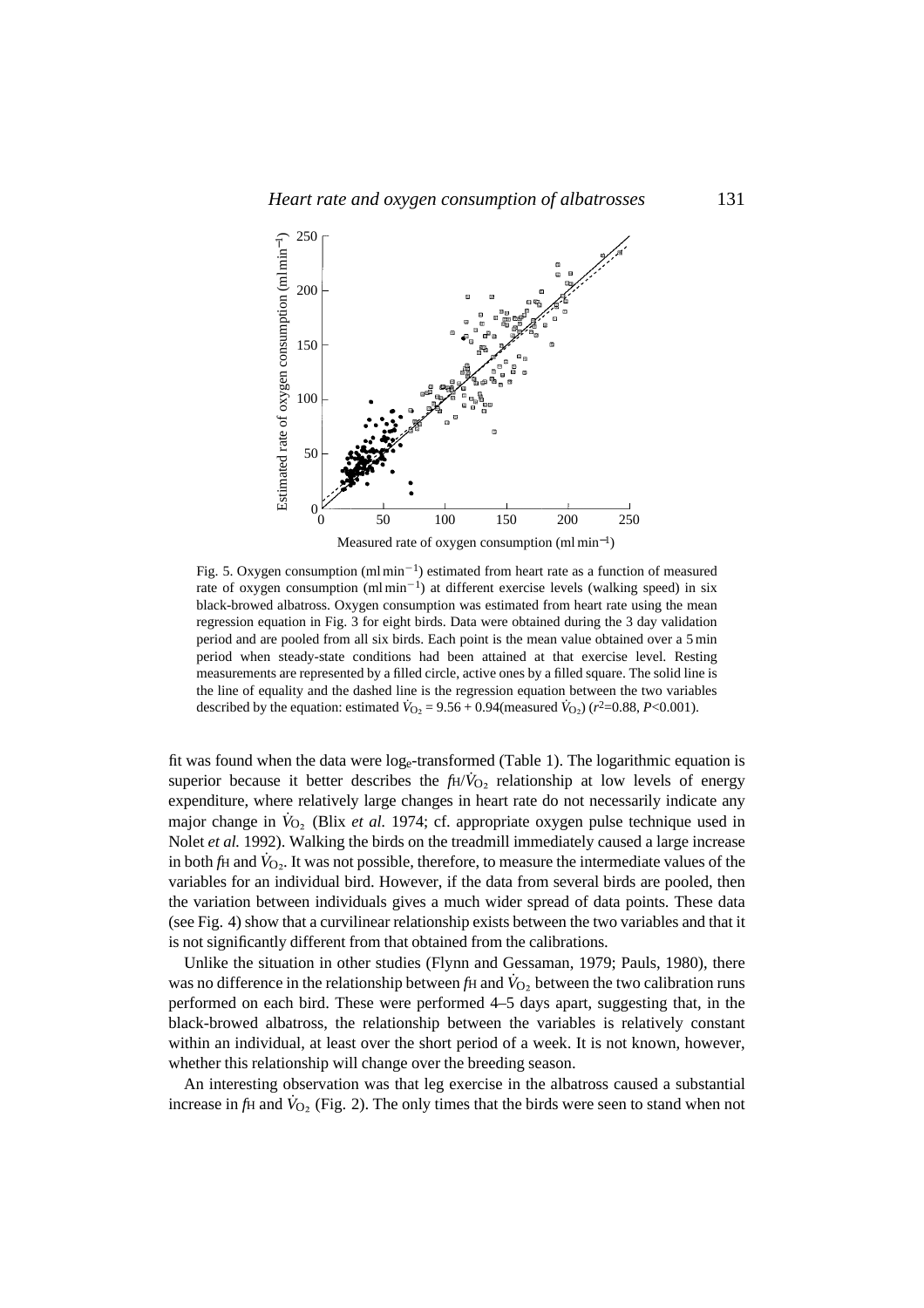Fig. 5. Oxygen consumption (ml min$^{-1}$) estimated from heart rate as a function of measured rate of oxygen consumption (ml min$^{-1}$) at different exercise levels (walking speed) in six black-browed albatross. Oxygen consumption was estimated from heart rate using the mean regression equation in Fig. 3 for eight birds. Data were obtained during the 3 day validation period and are pooled from all six birds. Each point is the mean value obtained over a 5 min period when steady-state conditions had been attained at that exercise level. Resting measurements are represented by a filled circle, active ones by a filled square. The solid line is the line of equality and the dashed line is the regression equation between the two variables described by the equation: estimated $\dot{V}_{O_2}$ = 9.56 + 0.94(measured $\dot{V}_{O_2}$) ($r^2$=0.88, $P$<0.001).

fit was found when the data were $\log_e$-transformed (Table 1). The logarithmic equation is superior because it better describes the $f_H/\dot{V}_{O_2}$ relationship at low levels of energy expenditure, where relatively large changes in heart rate do not necessarily indicate any major change in $\dot{V}_{O_2}$ (Blix *et al.* 1974; cf. appropriate oxygen pulse technique used in Nolet *et al.* 1992). Walking the birds on the treadmill immediately caused a large increase in both $f_H$ and $\dot{V}_{O_2}$. It was not possible, therefore, to measure the intermediate values of the variables for an individual bird. However, if the data from several birds are pooled, then the variation between individuals gives a much wider spread of data points. These data (see Fig. 4) show that a curvilinear relationship exists between the two variables and that it is not significantly different from that obtained from the calibrations.

Unlike the situation in other studies (Flynn and Gessaman, 1979; Pauls, 1980), there was no difference in the relationship between $f_H$ and $\dot{V}_{O_2}$ between the two calibration runs performed on each bird. These were performed 4–5 days apart, suggesting that, in the black-browed albatross, the relationship between the variables is relatively constant within an individual, at least over the short period of a week. It is not known, however, whether this relationship will change over the breeding season.

An interesting observation was that leg exercise in the albatross caused a substantial increase in $f_H$ and $\dot{V}_{O_2}$ (Fig. 2). The only times that the birds were seen to stand when not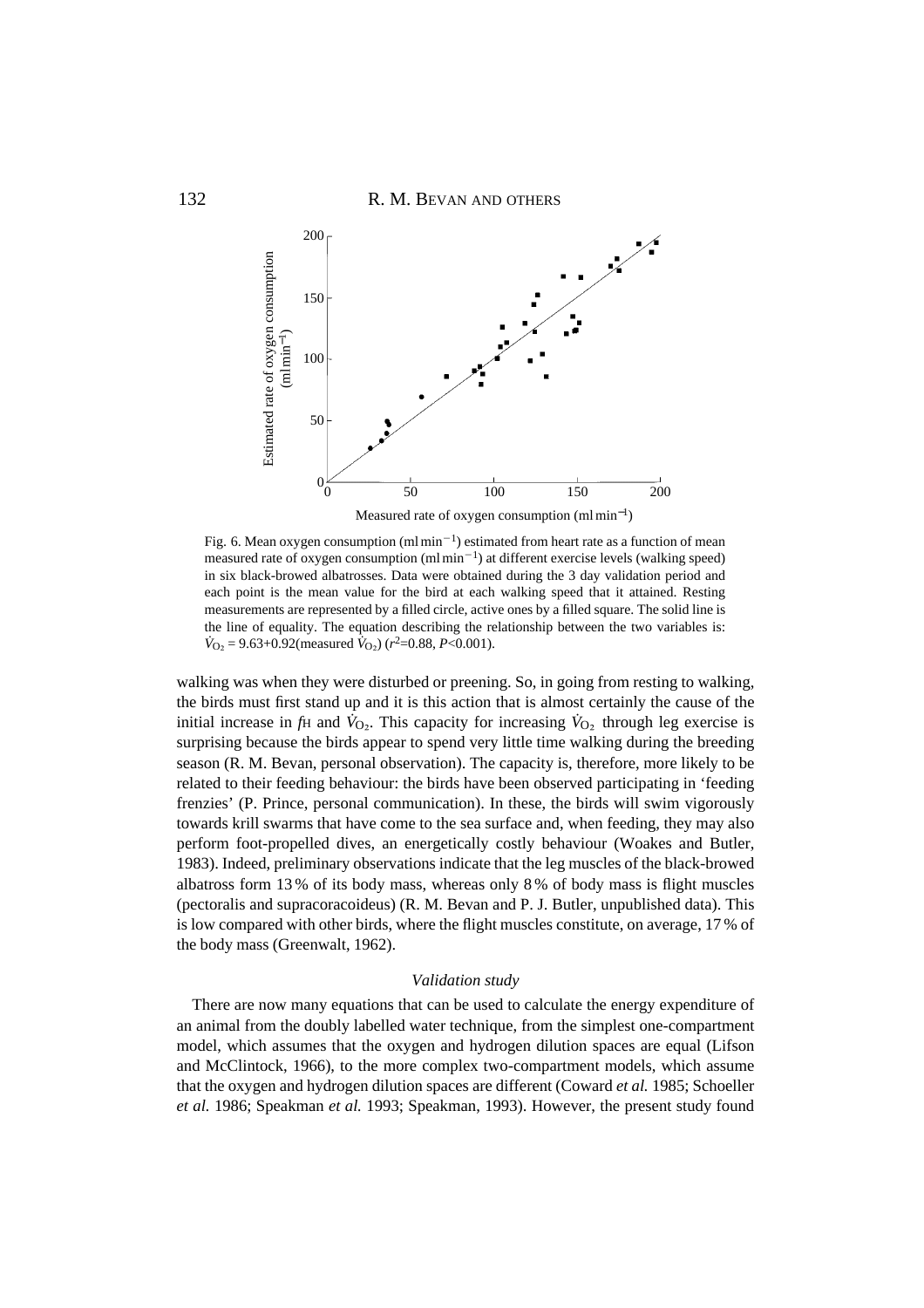Fig. 6. Mean oxygen consumption (ml min$^{-1}$) estimated from heart rate as a function of mean measured rate of oxygen consumption (ml min$^{-1}$) at different exercise levels (walking speed) in six black-browed albatrosses. Data were obtained during the 3 day validation period and each point is the mean value for the bird at each walking speed that it attained. Resting measurements are represented by a filled circle, active ones by a filled square. The solid line is the line of equality. The equation describing the relationship between the two variables is: $\dot{V}_{O_2}$ = 9.63+0.92(measured $\dot{V}_{O_2}$) ($r^2$=0.88, $P$<0.001).

walking was when they were disturbed or preening. So, in going from resting to walking, the birds must first stand up and it is this action that is almost certainly the cause of the initial increase in $f_H$ and $\dot{V}_{O_2}$. This capacity for increasing $\dot{V}_{O_2}$ through leg exercise is surprising because the birds appear to spend very little time walking during the breeding season (R. M. Bevan, personal observation). The capacity is, therefore, more likely to be related to their feeding behaviour: the birds have been observed participating in 'feeding frenzies' (P. Prince, personal communication). In these, the birds will swim vigorously towards krill swarms that have come to the sea surface and, when feeding, they may also perform foot-propelled dives, an energetically costly behaviour (Woakes and Butler, 1983). Indeed, preliminary observations indicate that the leg muscles of the black-browed albatross form 13 % of its body mass, whereas only 8 % of body mass is flight muscles (pectoralis and supracoracoideus) (R. M. Bevan and P. J. Butler, unpublished data). This is low compared with other birds, where the flight muscles constitute, on average, 17 % of the body mass (Greenwalt, 1962).

### *Validation study*

There are now many equations that can be used to calculate the energy expenditure of an animal from the doubly labelled water technique, from the simplest one-compartment model, which assumes that the oxygen and hydrogen dilution spaces are equal (Lifson and McClintock, 1966), to the more complex two-compartment models, which assume that the oxygen and hydrogen dilution spaces are different (Coward *et al.* 1985; Schoeller *et al.* 1986; Speakman *et al.* 1993; Speakman, 1993). However, the present study found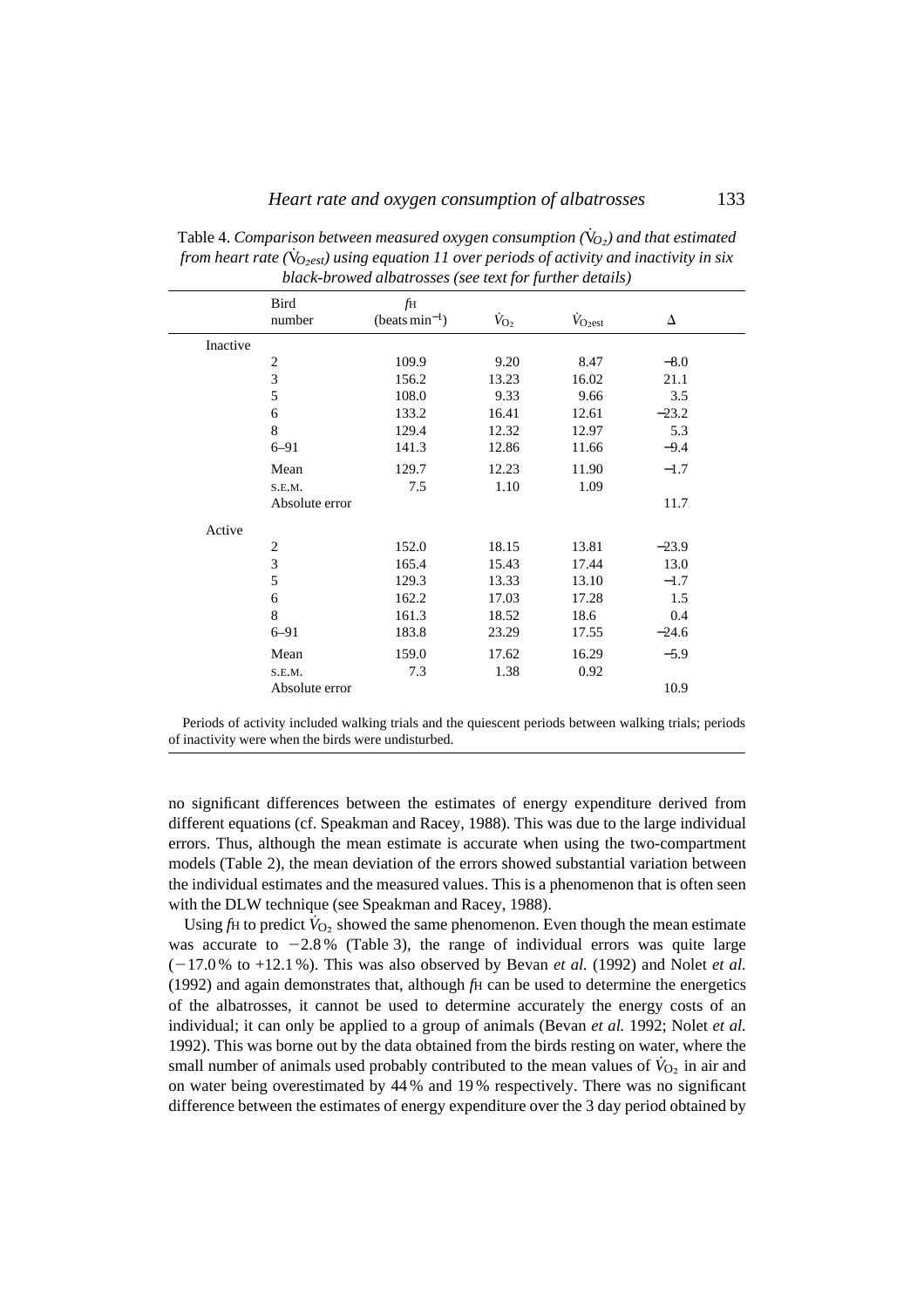Table 4. *Comparison between measured oxygen consumption ($\dot{V}_{O_2}$) and that estimated from heart rate ($\dot{V}_{O_2est}$) using equation 11 over periods of activity and inactivity in six black-browed albatrosses (see text for further details)*

| | Bird number | $f_H$ (beats min$^{-1}$) | $\dot{V}_{O_2}$ | $\dot{V}_{O_2est}$ | Δ |
|---|---|---|---|---|---|
| Inactive | | | | | |
| | 2 | 109.9 | 9.20 | 8.47 | −8.0 |
| | 3 | 156.2 | 13.23 | 16.02 | 21.1 |
| | 5 | 108.0 | 9.33 | 9.66 | 3.5 |
| | 6 | 133.2 | 16.41 | 12.61 | −23.2 |
| | 8 | 129.4 | 12.32 | 12.97 | 5.3 |
| | 6–91 | 141.3 | 12.86 | 11.66 | −9.4 |
| | Mean | 129.7 | 12.23 | 11.90 | −1.7 |
| | S.E.M. | 7.5 | 1.10 | 1.09 | |
| | Absolute error | | | | 11.7 |
| Active | | | | | |
| | 2 | 152.0 | 18.15 | 13.81 | −23.9 |
| | 3 | 165.4 | 15.43 | 17.44 | 13.0 |
| | 5 | 129.3 | 13.33 | 13.10 | −1.7 |
| | 6 | 162.2 | 17.03 | 17.28 | 1.5 |
| | 8 | 161.3 | 18.52 | 18.6 | 0.4 |
| | 6–91 | 183.8 | 23.29 | 17.55 | −24.6 |
| | Mean | 159.0 | 17.62 | 16.29 | −5.9 |
| | S.E.M. | 7.3 | 1.38 | 0.92 | |
| | Absolute error | | | | 10.9 |

Periods of activity included walking trials and the quiescent periods between walking trials; periods of inactivity were when the birds were undisturbed.

no significant differences between the estimates of energy expenditure derived from different equations (cf. Speakman and Racey, 1988). This was due to the large individual errors. Thus, although the mean estimate is accurate when using the two-compartment models (Table 2), the mean deviation of the errors showed substantial variation between the individual estimates and the measured values. This is a phenomenon that is often seen with the DLW technique (see Speakman and Racey, 1988).

Using $f_H$ to predict $\dot{V}_{O_2}$ showed the same phenomenon. Even though the mean estimate was accurate to −2.8 % (Table 3), the range of individual errors was quite large (−17.0 % to +12.1 %). This was also observed by Bevan *et al.* (1992) and Nolet *et al.* (1992) and again demonstrates that, although $f_H$ can be used to determine the energetics of the albatrosses, it cannot be used to determine accurately the energy costs of an individual; it can only be applied to a group of animals (Bevan *et al.* 1992; Nolet *et al.* 1992). This was borne out by the data obtained from the birds resting on water, where the small number of animals used probably contributed to the mean values of $\dot{V}_{O_2}$ in air and on water being overestimated by 44 % and 19 % respectively. There was no significant difference between the estimates of energy expenditure over the 3 day period obtained by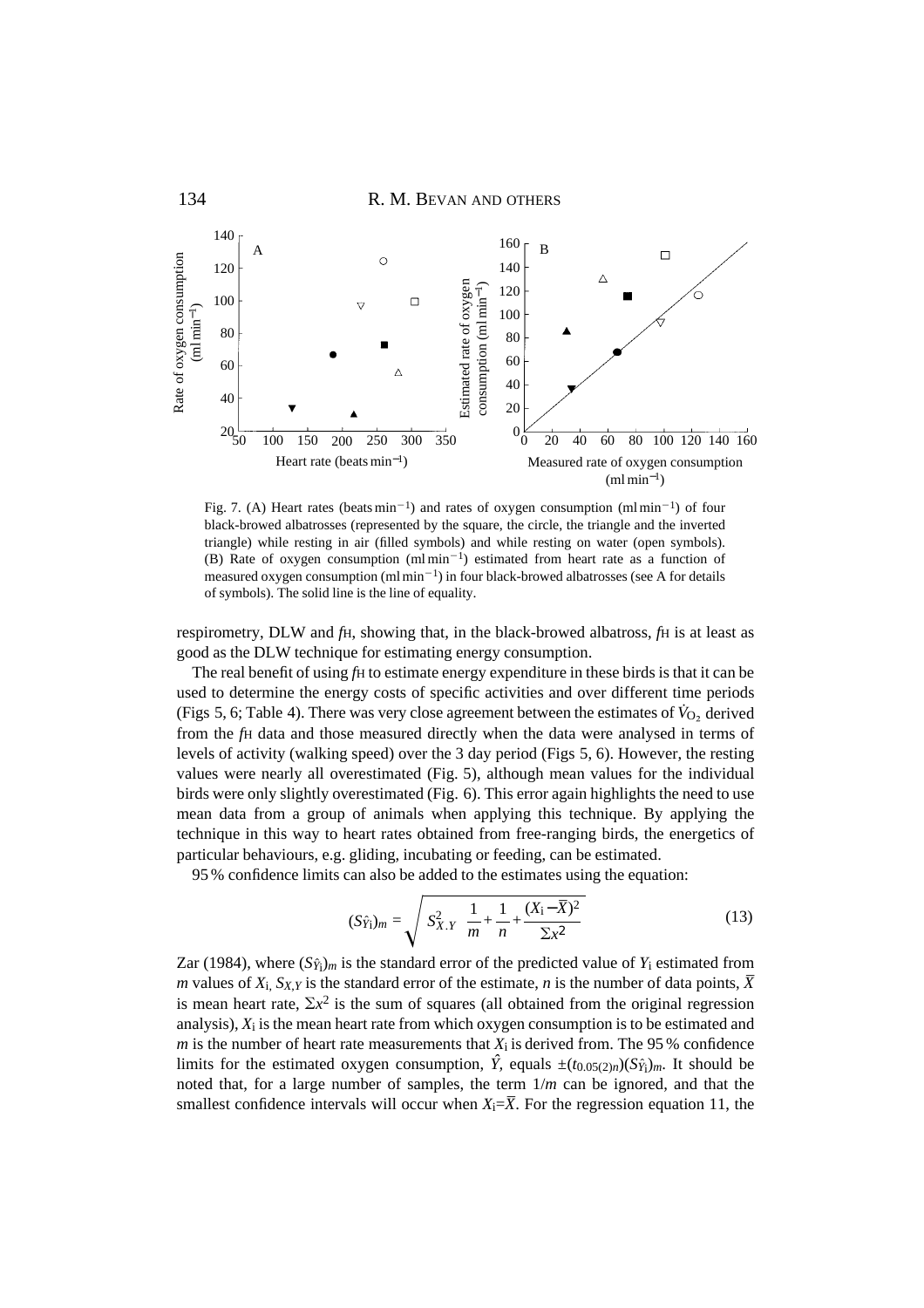Fig. 7. (A) Heart rates (beats min$^{-1}$) and rates of oxygen consumption (ml min$^{-1}$) of four black-browed albatrosses (represented by the square, the circle, the triangle and the inverted triangle) while resting in air (filled symbols) and while resting on water (open symbols). (B) Rate of oxygen consumption (ml min$^{-1}$) estimated from heart rate as a function of measured oxygen consumption (ml min$^{-1}$) in four black-browed albatrosses (see A for details of symbols). The solid line is the line of equality.

respirometry, DLW and $f_H$, showing that, in the black-browed albatross, $f_H$ is at least as good as the DLW technique for estimating energy consumption.

The real benefit of using $f_H$ to estimate energy expenditure in these birds is that it can be used to determine the energy costs of specific activities and over different time periods (Figs 5, 6; Table 4). There was very close agreement between the estimates of $\dot{V}_{O_2}$ derived from the $f_H$ data and those measured directly when the data were analysed in terms of levels of activity (walking speed) over the 3 day period (Figs 5, 6). However, the resting values were nearly all overestimated (Fig. 5), although mean values for the individual birds were only slightly overestimated (Fig. 6). This error again highlights the need to use mean data from a group of animals when applying this technique. By applying the technique in this way to heart rates obtained from free-ranging birds, the energetics of particular behaviours, e.g. gliding, incubating or feeding, can be estimated.

95 % confidence limits can also be added to the estimates using the equation:

$$(S_{\hat{Y}_i})_m = \sqrt{S^2_{X.Y}\left(\frac{1}{m}+\frac{1}{n}+\frac{(X_i-\bar{X})^2}{\Sigma x^2}\right)} \tag{13}$$

Zar (1984), where $(S_{\hat{Y}_i})_m$ is the standard error of the predicted value of $Y_i$ estimated from $m$ values of $X_i$, $S_{X,Y}$ is the standard error of the estimate, $n$ is the number of data points, $\bar{X}$ is mean heart rate, $\Sigma x^2$ is the sum of squares (all obtained from the original regression analysis), $X_i$ is the mean heart rate from which oxygen consumption is to be estimated and $m$ is the number of heart rate measurements that $X_i$ is derived from. The 95 % confidence limits for the estimated oxygen consumption, $\hat{Y}$, equals $\pm(t_{0.05(2)n})(S_{\hat{Y}_i})_m$. It should be noted that, for a large number of samples, the term $1/m$ can be ignored, and that the smallest confidence intervals will occur when $X_i=\bar{X}$. For the regression equation 11, the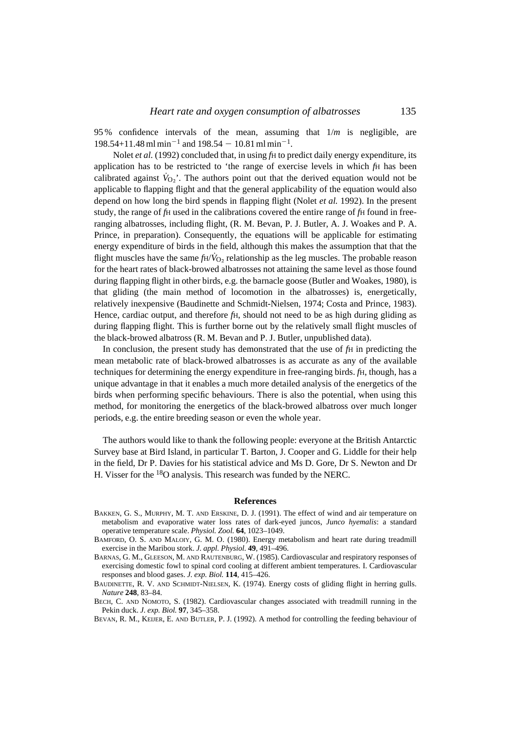95 % confidence intervals of the mean, assuming that $1/m$ is negligible, are $198.54+11.48\,\mathrm{ml\,min^{-1}}$ and $198.54-10.81\,\mathrm{ml\,min^{-1}}$.

Nolet *et al.* (1992) concluded that, in using $f_H$ to predict daily energy expenditure, its application has to be restricted to 'the range of exercise levels in which $f_H$ has been calibrated against $\dot{V}_{O_2}$'. The authors point out that the derived equation would not be applicable to flapping flight and that the general applicability of the equation would also depend on how long the bird spends in flapping flight (Nolet *et al.* 1992). In the present study, the range of $f_H$ used in the calibrations covered the entire range of $f_H$ found in free-ranging albatrosses, including flight, (R. M. Bevan, P. J. Butler, A. J. Woakes and P. A. Prince, in preparation). Consequently, the equations will be applicable for estimating energy expenditure of birds in the field, although this makes the assumption that that the flight muscles have the same $f_H/\dot{V}_{O_2}$ relationship as the leg muscles. The probable reason for the heart rates of black-browed albatrosses not attaining the same level as those found during flapping flight in other birds, e.g. the barnacle goose (Butler and Woakes, 1980), is that gliding (the main method of locomotion in the albatrosses) is, energetically, relatively inexpensive (Baudinette and Schmidt-Nielsen, 1974; Costa and Prince, 1983). Hence, cardiac output, and therefore $f_H$, should not need to be as high during gliding as during flapping flight. This is further borne out by the relatively small flight muscles of the black-browed albatross (R. M. Bevan and P. J. Butler, unpublished data).

In conclusion, the present study has demonstrated that the use of $f_H$ in predicting the mean metabolic rate of black-browed albatrosses is as accurate as any of the available techniques for determining the energy expenditure in free-ranging birds. $f_H$, though, has a unique advantage in that it enables a much more detailed analysis of the energetics of the birds when performing specific behaviours. There is also the potential, when using this method, for monitoring the energetics of the black-browed albatross over much longer periods, e.g. the entire breeding season or even the whole year.

The authors would like to thank the following people: everyone at the British Antarctic Survey base at Bird Island, in particular T. Barton, J. Cooper and G. Liddle for their help in the field, Dr P. Davies for his statistical advice and Ms D. Gore, Dr S. Newton and Dr H. Visser for the $^{18}O$ analysis. This research was funded by the NERC.

## References

Bakken, G. S., Murphy, M. T. and Erskine, D. J. (1991). The effect of wind and air temperature on metabolism and evaporative water loss rates of dark-eyed juncos, *Junco hyemalis*: a standard operative temperature scale. *Physiol. Zool.* **64**, 1023–1049.

Bamford, O. S. and Maloiy, G. M. O. (1980). Energy metabolism and heart rate during treadmill exercise in the Maribou stork. *J. appl. Physiol.* **49**, 491–496.

Barnas, G. M., Gleeson, M. and Rautenburg, W. (1985). Cardiovascular and respiratory responses of exercising domestic fowl to spinal cord cooling at different ambient temperatures. I. Cardiovascular responses and blood gases. *J. exp. Biol.* **114**, 415–426.

Baudinette, R. V. and Schmidt-Nielsen, K. (1974). Energy costs of gliding flight in herring gulls. *Nature* **248**, 83–84.

Bech, C. and Nomoto, S. (1982). Cardiovascular changes associated with treadmill running in the Pekin duck. *J. exp. Biol.* **97**, 345–358.

Bevan, R. M., Keijer, E. and Butler, P. J. (1992). A method for controlling the feeding behaviour of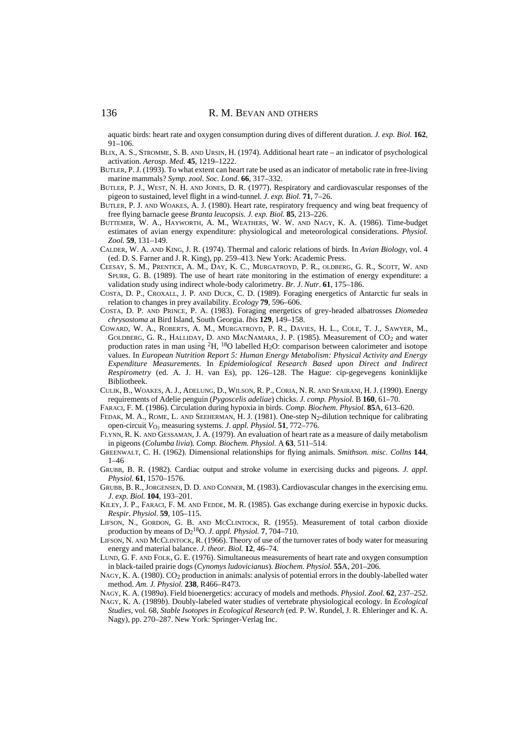aquatic birds: heart rate and oxygen consumption during dives of different duration. *J. exp. Biol.* **162**, 91–106.

BLIX, A. S., STROMME, S. B. AND URSIN, H. (1974). Additional heart rate – an indicator of psychological activation. *Aerosp. Med.* **45**, 1219–1222.

BUTLER, P. J. (1993). To what extent can heart rate be used as an indicator of metabolic rate in free-living marine mammals? *Symp. zool. Soc. Lond.* **66**, 317–332.

BUTLER, P. J., WEST, N. H. AND JONES, D. R. (1977). Respiratory and cardiovascular responses of the pigeon to sustained, level flight in a wind-tunnel. *J. exp. Biol.* **71**, 7–26.

BUTLER, P. J. AND WOAKES, A. J. (1980). Heart rate, respiratory frequency and wing beat frequency of free flying barnacle geese *Branta leucopsis. J. exp. Biol.* **85**, 213–226.

BUTTEMER, W. A., HAYWORTH, A. M., WEATHERS, W. W. AND NAGY, K. A. (1986). Time-budget estimates of avian energy expenditure: physiological and meteorological considerations. *Physiol. Zool.* **59**, 131–149.

CALDER, W. A. AND KING, J. R. (1974). Thermal and caloric relations of birds. In *Avian Biology*, vol. 4 (ed. D. S. Farner and J. R. King), pp. 259–413. New York: Academic Press.

CEESAY, S. M., PRENTICE, A. M., DAY, K. C., MURGATROYD, P. R., OLDBERG, G. R., SCOTT, W. AND SPURR, G. B. (1989). The use of heart rate monitoring in the estimation of energy expenditure: a validation study using indirect whole-body calorimetry. *Br. J. Nutr.* **61**, 175–186.

COSTA, D. P., CROXALL, J. P. AND DUCK, C. D. (1989). Foraging energetics of Antarctic fur seals in relation to changes in prey availability. *Ecology* **79**, 596–606.

COSTA, D. P. AND PRINCE, P. A. (1983). Foraging energetics of grey-headed albatrosses *Diomedea chrysostoma* at Bird Island, South Georgia. *Ibis* **129**, 149–158.

COWARD, W. A., ROBERTS, A. M., MURGATROYD, P. R., DAVIES, H. L., COLE, T. J., SAWYER, M., GOLDBERG, G. R., HALLIDAY, D. AND MACNAMARA, J. P. (1985). Measurement of $CO_2$ and water production rates in man using $^2H$, $^{18}O$ labelled $H_2O$: comparison between calorimeter and isotope values. In *European Nutrition Report 5: Human Energy Metabolism: Physical Activity and Energy Expenditure Measurements*. In *Epidemiological Research Based upon Direct and Indirect Respirometry* (ed. A. J. H. van Es), pp. 126–128. The Hague: cip-gegevegens koninklijke Bibliotheek.

CULIK, B., WOAKES, A. J., ADELUNG, D., WILSON, R. P., CORIA, N. R. AND SPAIRANI, H. J. (1990). Energy requirements of Adelie penguin (*Pygoscelis adeliae*) chicks. *J. comp. Physiol.* B **160**, 61–70.

FARACI, F. M. (1986). Circulation during hypoxia in birds. *Comp. Biochem. Physiol.* **85**A, 613–620.

FEDAK, M. A., ROME, L. AND SEEHERMAN, H. J. (1981). One-step $N_2$-dilution technique for calibrating open-circuit $V_{O_2}$ measuring systems. *J. appl. Physiol.* **51**, 772–776.

FLYNN, R. K. AND GESSAMAN, J. A. (1979). An evaluation of heart rate as a measure of daily metabolism in pigeons (*Columba livia*). *Comp. Biochem. Physiol.* A **63**, 511–514.

GREENWALT, C. H. (1962). Dimensional relationships for flying animals. *Smithson. misc. Collns* **144**, 1–46

GRUBB, B. R. (1982). Cardiac output and stroke volume in exercising ducks and pigeons. *J. appl. Physiol.* **61**, 1570–1576.

GRUBB, B. R., JORGENSEN, D. D. AND CONNER, M. (1983). Cardiovascular changes in the exercising emu. *J. exp. Biol.* **104**, 193–201.

KILEY, J. P., FARACI, F. M. AND FEDDE, M. R. (1985). Gas exchange during exercise in hypoxic ducks. *Respir. Physiol.* **59**, 105–115.

LIFSON, N., GORDON, G. B. AND MCCLINTOCK, R. (1955). Measurement of total carbon dioxide production by means of $D_2{}^{18}O$. *J. appl. Physiol.* **7**, 704–710.

LIFSON, N. AND MCCLINTOCK, R. (1966). Theory of use of the turnover rates of body water for measuring energy and material balance. *J. theor. Biol.* **12**, 46–74.

LUND, G. F. AND FOLK, G. E. (1976). Simultaneous measurements of heart rate and oxygen consumption in black-tailed prairie dogs (*Cynomys ludovicianus*). *Biochem. Physiol.* **55**A, 201–206.

NAGY, K. A. (1980). $CO_2$ production in animals: analysis of potential errors in the doubly-labelled water method. *Am. J. Physiol.* **238**, R466–R473.

NAGY, K. A. (1989*a*). Field bioenergetics: accuracy of models and methods. *Physiol. Zool.* **62**, 237–252.

NAGY, K. A. (1989*b*). Doubly-labeled water studies of vertebrate physiological ecology. In *Ecological Studies*, vol. 68, *Stable Isotopes in Ecological Research* (ed. P. W. Rundel, J. R. Ehleringer and K. A. Nagy), pp. 270–287. New York: Springer-Verlag Inc.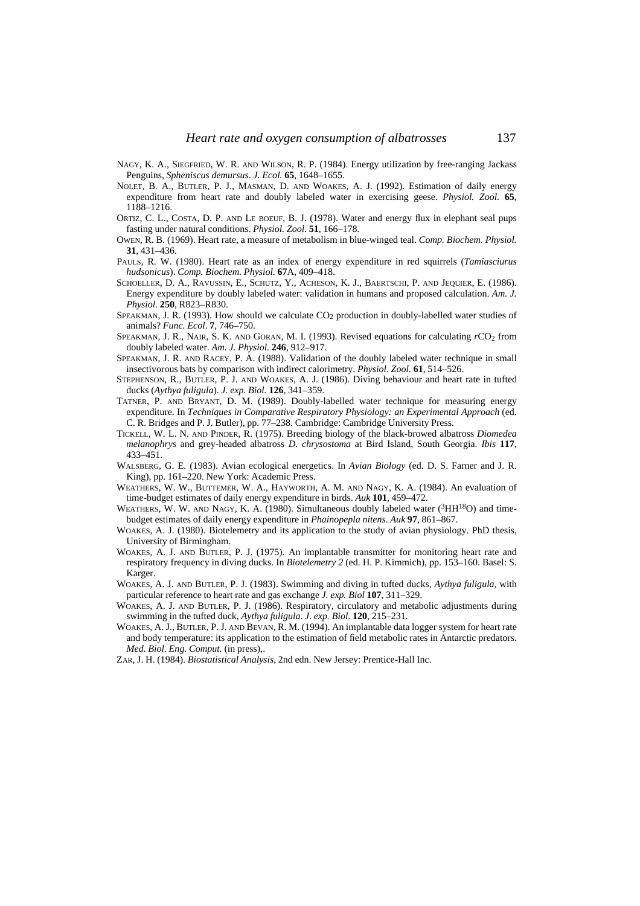Nagy, K. A., Siegfried, W. R. and Wilson, R. P. (1984). Energy utilization by free-ranging Jackass Penguins, *Spheniscus demursus*. *J. Ecol.* **65**, 1648–1655.

Nolet, B. A., Butler, P. J., Masman, D. and Woakes, A. J. (1992). Estimation of daily energy expenditure from heart rate and doubly labeled water in exercising geese. *Physiol. Zool.* **65**, 1188–1216.

Ortiz, C. L., Costa, D. P. and Le boeuf, B. J. (1978). Water and energy flux in elephant seal pups fasting under natural conditions. *Physiol. Zool.* **51**, 166–178.

Owen, R. B. (1969). Heart rate, a measure of metabolism in blue-winged teal. *Comp. Biochem. Physiol.* **31**, 431–436.

Pauls, R. W. (1980). Heart rate as an index of energy expenditure in red squirrels (*Tamiasciurus hudsonicus*). *Comp. Biochem. Physiol.* **67**A, 409–418.

Schoeller, D. A., Ravussin, E., Schutz, Y., Acheson, K. J., Baertschi, P. and Jequier, E. (1986). Energy expenditure by doubly labeled water: validation in humans and proposed calculation. *Am. J. Physiol.* **250**, R823–R830.

Speakman, J. R. (1993). How should we calculate $CO_2$ production in doubly-labelled water studies of animals? *Func. Ecol.* **7**, 746–750.

Speakman, J. R., Nair, S. K. and Goran, M. I. (1993). Revised equations for calculating $rCO_2$ from doubly labeled water. *Am. J. Physiol.* **246**, 912–917.

Speakman, J. R. and Racey, P. A. (1988). Validation of the doubly labeled water technique in small insectivorous bats by comparison with indirect calorimetry. *Physiol. Zool.* **61**, 514–526.

Stephenson, R., Butler, P. J. and Woakes, A. J. (1986). Diving behaviour and heart rate in tufted ducks (*Aythya fuligula*). *J. exp. Biol.* **126**, 341–359.

Tatner, P. and Bryant, D. M. (1989). Doubly-labelled water technique for measuring energy expenditure. In *Techniques in Comparative Respiratory Physiology: an Experimental Approach* (ed. C. R. Bridges and P. J. Butler), pp. 77–238. Cambridge: Cambridge University Press.

Tickell, W. L. N. and Pinder, R. (1975). Breeding biology of the black-browed albatross *Diomedea melanophrys* and grey-headed albatross *D. chrysostoma* at Bird Island, South Georgia. *Ibis* **117**, 433–451.

Walsberg, G. E. (1983). Avian ecological energetics. In *Avian Biology* (ed. D. S. Farner and J. R. King), pp. 161–220. New York: Academic Press.

Weathers, W. W., Buttemer, W. A., Hayworth, A. M. and Nagy, K. A. (1984). An evaluation of time-budget estimates of daily energy expenditure in birds. *Auk* **101**, 459–472.

Weathers, W. W. and Nagy, K. A. (1980). Simultaneous doubly labeled water ($^3HH^{18}O$) and time-budget estimates of daily energy expenditure in *Phainopepla nitens*. *Auk* **97**, 861–867.

Woakes, A. J. (1980). Biotelemetry and its application to the study of avian physiology. PhD thesis, University of Birmingham.

Woakes, A. J. and Butler, P. J. (1975). An implantable transmitter for monitoring heart rate and respiratory frequency in diving ducks. In *Biotelemetry 2* (ed. H. P. Kimmich), pp. 153–160. Basel: S. Karger.

Woakes, A. J. and Butler, P. J. (1983). Swimming and diving in tufted ducks, *Aythya fuligula*, with particular reference to heart rate and gas exchange *J. exp. Biol* **107**, 311–329.

Woakes, A. J. and Butler, P. J. (1986). Respiratory, circulatory and metabolic adjustments during swimming in the tufted duck, *Aythya fuligula*. *J. exp. Biol.* **120**, 215–231.

Woakes, A. J., Butler, P. J. and Bevan, R. M. (1994). An implantable data logger system for heart rate and body temperature: its application to the estimation of field metabolic rates in Antarctic predators. *Med. Biol. Eng. Comput.* (in press),.

Zar, J. H. (1984). *Biostatistical Analysis*, 2nd edn. New Jersey: Prentice-Hall Inc.